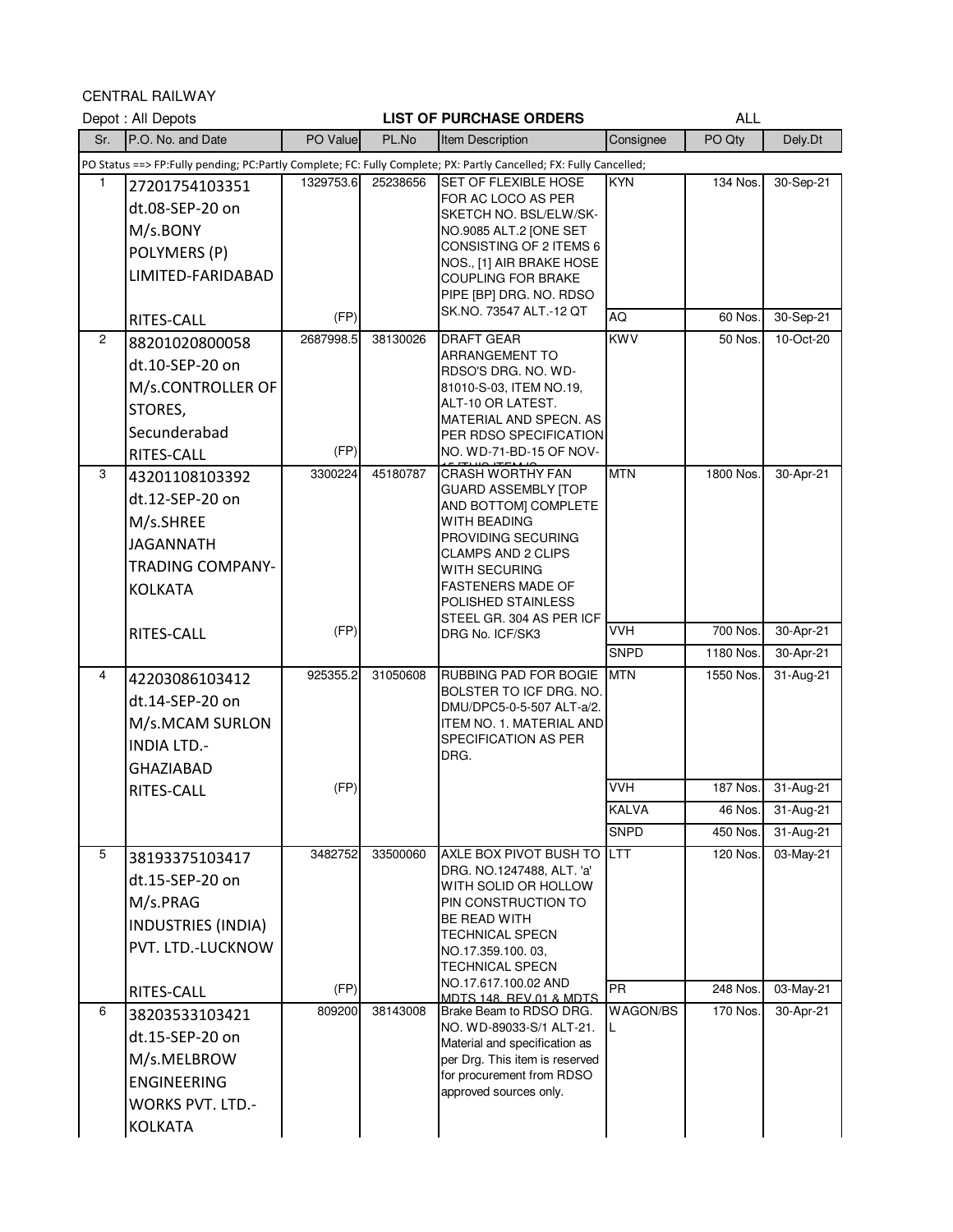CENTRAL RAILWAY

Depot : All Depots **LIST OF PURCHASE ORDERS** ALL

| Sr. | P.O. No. and Date | PO Value | PL.No | Item Description | Consignee | PO Qty | Dely.Dt |
|---|---|---|---|---|---|---|---|
| PO Status ==> FP:Fully pending; PC:Partly Complete; FC: Fully Complete; PX: Partly Cancelled; FX: Fully Cancelled; | | | | | | | |
| 1 | 27201754103351 dt.08-SEP-20 on M/s.BONY POLYMERS (P) LIMITED-FARIDABAD RITES-CALL | 1329753.6 (FP) | 25238656 | SET OF FLEXIBLE HOSE FOR AC LOCO AS PER SKETCH NO. BSL/ELW/SK-NO.9085 ALT.2 [ONE SET CONSISTING OF 2 ITEMS 6 NOS., [1] AIR BRAKE HOSE COUPLING FOR BRAKE PIPE [BP] DRG. NO. RDSO SK.NO. 73547 ALT.-12 QT | KYN | 134 Nos. | 30-Sep-21 |
| | | | | | AQ | 60 Nos. | 30-Sep-21 |
| 2 | 88201020800058 dt.10-SEP-20 on M/s.CONTROLLER OF STORES, Secunderabad RITES-CALL | 2687998.5 (FP) | 38130026 | DRAFT GEAR ARRANGEMENT TO RDSO'S DRG. NO. WD-81010-S-03, ITEM NO.19, ALT-10 OR LATEST. MATERIAL AND SPECN. AS PER RDSO SPECIFICATION NO. WD-71-BD-15 OF NOV- | KWV | 50 Nos. | 10-Oct-20 |
| 3 | 43201108103392 dt.12-SEP-20 on M/s.SHREE JAGANNATH TRADING COMPANY-KOLKATA RITES-CALL | 3300224 (FP) | 45180787 | CRASH WORTHY FAN GUARD ASSEMBLY [TOP AND BOTTOM] COMPLETE WITH BEADING PROVIDING SECURING CLAMPS AND 2 CLIPS WITH SECURING FASTENERS MADE OF POLISHED STAINLESS STEEL GR. 304 AS PER ICF DRG No. ICF/SK3 | MTN | 1800 Nos. | 30-Apr-21 |
| | | | | | VVH | 700 Nos. | 30-Apr-21 |
| | | | | | SNPD | 1180 Nos. | 30-Apr-21 |
| 4 | 42203086103412 dt.14-SEP-20 on M/s.MCAM SURLON INDIA LTD.-GHAZIABAD RITES-CALL | 925355.2 (FP) | 31050608 | RUBBING PAD FOR BOGIE BOLSTER TO ICF DRG. NO. DMU/DPC5-0-5-507 ALT-a/2. ITEM NO. 1. MATERIAL AND SPECIFICATION AS PER DRG. | MTN | 1550 Nos. | 31-Aug-21 |
| | | | | | VVH | 187 Nos. | 31-Aug-21 |
| | | | | | KALVA | 46 Nos. | 31-Aug-21 |
| | | | | | SNPD | 450 Nos. | 31-Aug-21 |
| 5 | 38193375103417 dt.15-SEP-20 on M/s.PRAG INDUSTRIES (INDIA) PVT. LTD.-LUCKNOW RITES-CALL | 3482752 (FP) | 33500060 | AXLE BOX PIVOT BUSH TO DRG. NO.1247488, ALT. 'a' WITH SOLID OR HOLLOW PIN CONSTRUCTION TO BE READ WITH TECHNICAL SPECN NO.17.359.100. 03, TECHNICAL SPECN NO.17.617.100.02 AND MDTS 148, REV 01 & MDTS | LTT | 120 Nos. | 03-May-21 |
| | | | | | PR | 248 Nos. | 03-May-21 |
| 6 | 38203533103421 dt.15-SEP-20 on M/s.MELBROW ENGINEERING WORKS PVT. LTD.-KOLKATA | 809200 | 38143008 | Brake Beam to RDSO DRG. NO. WD-89033-S/1 ALT-21. Material and specification as per Drg. This item is reserved for procurement from RDSO approved sources only. | WAGON/BSL | 170 Nos. | 30-Apr-21 |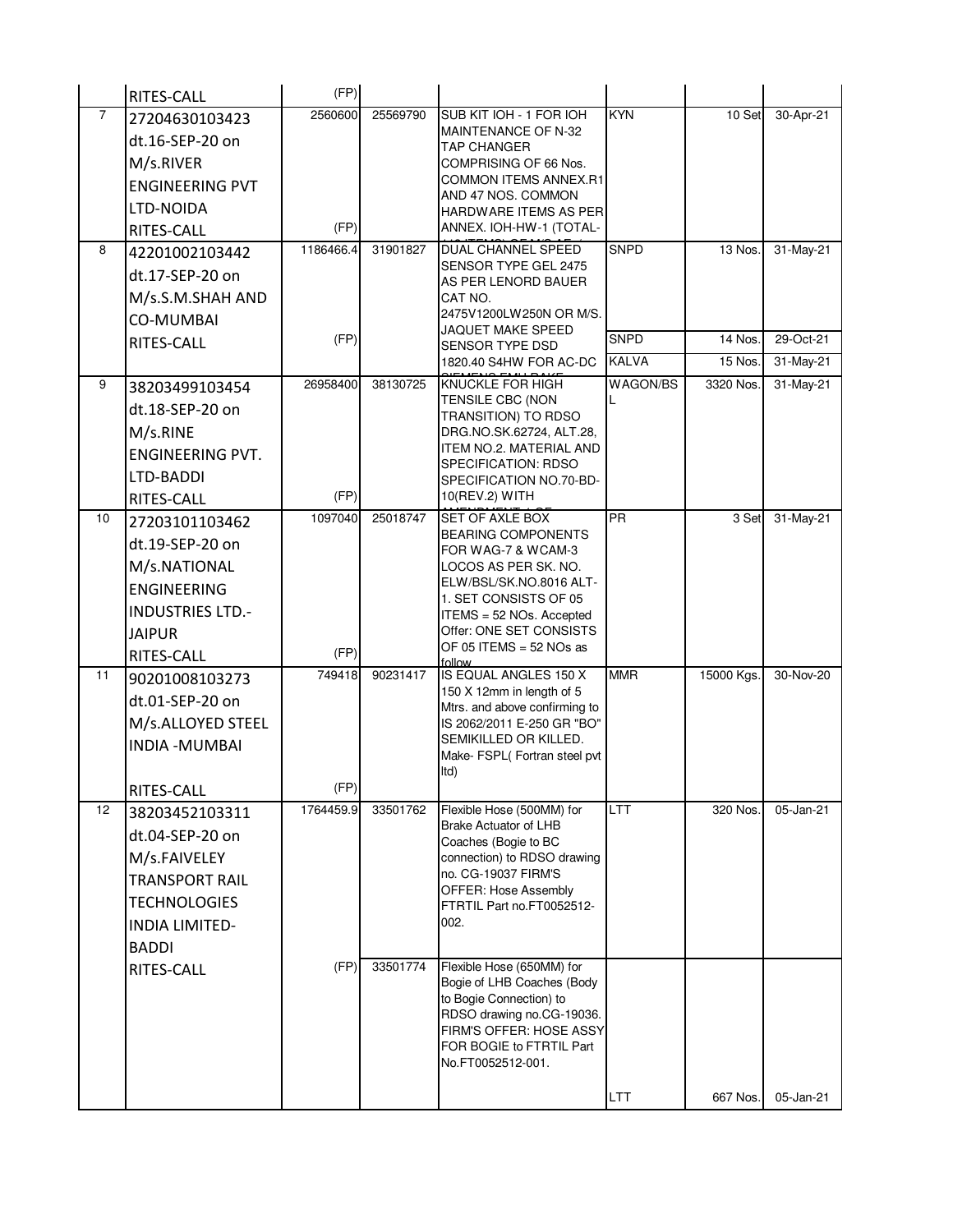| | | | | | | | |
|---|---|---|---|---|---|---|---|
| | RITES-CALL | (FP) | | | | | |
| 7 | 27204630103423 dt.16-SEP-20 on M/s.RIVER ENGINEERING PVT LTD-NOIDA RITES-CALL | 2560600 (FP) | 25569790 | SUB KIT IOH - 1 FOR IOH MAINTENANCE OF N-32 TAP CHANGER COMPRISING OF 66 Nos. COMMON ITEMS ANNEX.R1 AND 47 NOS. COMMON HARDWARE ITEMS AS PER ANNEX. IOH-HW-1 (TOTAL- | KYN | 10 Set | 30-Apr-21 |
| 8 | 42201002103442 dt.17-SEP-20 on M/s.S.M.SHAH AND CO-MUMBAI RITES-CALL | 1186466.4 (FP) | 31901827 | DUAL CHANNEL SPEED SENSOR TYPE GEL 2475 AS PER LENORD BAUER CAT NO. 2475V1200LW250N OR M/S. JAQUET MAKE SPEED SENSOR TYPE DSD 1820.40 S4HW FOR AC-DC | SNPD | 13 Nos. | 31-May-21 |
| | | | | | SNPD | 14 Nos. | 29-Oct-21 |
| | | | | | KALVA | 15 Nos. | 31-May-21 |
| 9 | 38203499103454 dt.18-SEP-20 on M/s.RINE ENGINEERING PVT. LTD-BADDI RITES-CALL | 26958400 (FP) | 38130725 | KNUCKLE FOR HIGH TENSILE CBC (NON TRANSITION) TO RDSO DRG.NO.SK.62724, ALT.28, ITEM NO.2. MATERIAL AND SPECIFICATION: RDSO SPECIFICATION NO.70-BD-10(REV.2) WITH | WAGON/BSL | 3320 Nos. | 31-May-21 |
| 10 | 27203101103462 dt.19-SEP-20 on M/s.NATIONAL ENGINEERING INDUSTRIES LTD.-JAIPUR RITES-CALL | 1097040 (FP) | 25018747 | SET OF AXLE BOX BEARING COMPONENTS FOR WAG-7 & WCAM-3 LOCOS AS PER SK. NO. ELW/BSL/SK.NO.8016 ALT-1. SET CONSISTS OF 05 ITEMS = 52 NOs. Accepted Offer: ONE SET CONSISTS OF 05 ITEMS = 52 NOs as follow | PR | 3 Set | 31-May-21 |
| 11 | 90201008103273 dt.01-SEP-20 on M/s.ALLOYED STEEL INDIA -MUMBAI RITES-CALL | 749418 (FP) | 90231417 | IS EQUAL ANGLES 150 X 150 X 12mm in length of 5 Mtrs. and above confirming to IS 2062/2011 E-250 GR "BO" SEMIKILLED OR KILLED. Make- FSPL( Fortran steel pvt ltd) | MMR | 15000 Kgs. | 30-Nov-20 |
| 12 | 38203452103311 dt.04-SEP-20 on M/s.FAIVELEY TRANSPORT RAIL TECHNOLOGIES INDIA LIMITED-BADDI RITES-CALL | 1764459.9 (FP) | 33501762 | Flexible Hose (500MM) for Brake Actuator of LHB Coaches (Bogie to BC connection) to RDSO drawing no. CG-19037 FIRM'S OFFER: Hose Assembly FTRTIL Part no.FT0052512-002. | LTT | 320 Nos. | 05-Jan-21 |
| | | | 33501774 | Flexible Hose (650MM) for Bogie of LHB Coaches (Body to Bogie Connection) to RDSO drawing no.CG-19036. FIRM'S OFFER: HOSE ASSY FOR BOGIE to FTRTIL Part No.FT0052512-001. | LTT | 667 Nos. | 05-Jan-21 |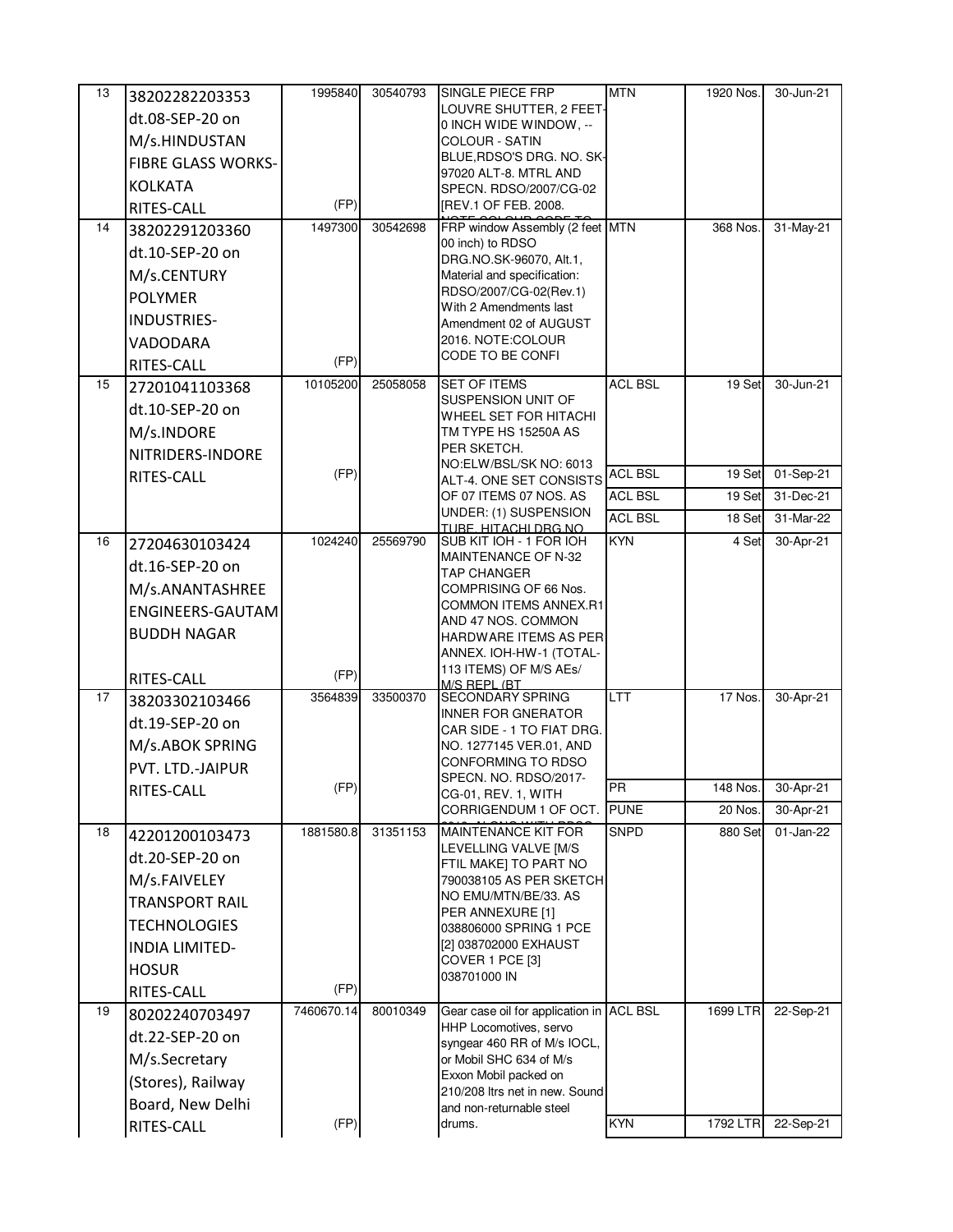| 13 | 38202282203353 dt.08-SEP-20 on M/s.HINDUSTAN FIBRE GLASS WORKS-KOLKATA RITES-CALL | 1995840 (FP) | 30540793 | SINGLE PIECE FRP LOUVRE SHUTTER, 2 FEET-0 INCH WIDE WINDOW, -- COLOUR - SATIN BLUE,RDSO'S DRG. NO. SK-97020 ALT-8. MTRL AND SPECN. RDSO/2007/CG-02 [REV.1 OF FEB. 2008. | MTN | 1920 Nos. | 30-Jun-21 |
|---|---|---|---|---|---|---|---|
| 14 | 38202291203360 dt.10-SEP-20 on M/s.CENTURY POLYMER INDUSTRIES-VADODARA RITES-CALL | 1497300 (FP) | 30542698 | FRP window Assembly (2 feet 00 inch) to RDSO DRG.NO.SK-96070, Alt.1, Material and specification: RDSO/2007/CG-02(Rev.1) With 2 Amendments last Amendment 02 of AUGUST 2016. NOTE:COLOUR CODE TO BE CONFI | MTN | 368 Nos. | 31-May-21 |
| 15 | 27201041103368 dt.10-SEP-20 on M/s.INDORE NITRIDERS-INDORE RITES-CALL | 10105200 (FP) | 25058058 | SET OF ITEMS SUSPENSION UNIT OF WHEEL SET FOR HITACHI TM TYPE HS 15250A AS PER SKETCH. NO:ELW/BSL/SK NO: 6013 ALT-4. ONE SET CONSISTS OF 07 ITEMS 07 NOS. AS UNDER: (1) SUSPENSION TUBE, HITACHI DRG NO | ACL BSL | 19 Set | 30-Jun-21 |
| | | | | | ACL BSL | 19 Set | 01-Sep-21 |
| | | | | | ACL BSL | 19 Set | 31-Dec-21 |
| | | | | | ACL BSL | 18 Set | 31-Mar-22 |
| 16 | 27204630103424 dt.16-SEP-20 on M/s.ANANTASHREE ENGINEERS-GAUTAM BUDDH NAGAR RITES-CALL | 1024240 (FP) | 25569790 | SUB KIT IOH - 1 FOR IOH MAINTENANCE OF N-32 TAP CHANGER COMPRISING OF 66 Nos. COMMON ITEMS ANNEX.R1 AND 47 NOS. COMMON HARDWARE ITEMS AS PER ANNEX. IOH-HW-1 (TOTAL-113 ITEMS) OF M/S AEs/ M/S BEPL (BT | KYN | 4 Set | 30-Apr-21 |
| 17 | 38203302103466 dt.19-SEP-20 on M/s.ABOK SPRING PVT. LTD.-JAIPUR RITES-CALL | 3564839 (FP) | 33500370 | SECONDARY SPRING INNER FOR GNERATOR CAR SIDE - 1 TO FIAT DRG. NO. 1277145 VER.01, AND CONFORMING TO RDSO SPECN. NO. RDSO/2017-CG-01, REV. 1, WITH CORRIGENDUM 1 OF OCT. | LTT | 17 Nos. | 30-Apr-21 |
| | | | | | PR | 148 Nos. | 30-Apr-21 |
| | | | | | PUNE | 20 Nos. | 30-Apr-21 |
| 18 | 42201200103473 dt.20-SEP-20 on M/s.FAIVELEY TRANSPORT RAIL TECHNOLOGIES INDIA LIMITED-HOSUR RITES-CALL | 1881580.8 (FP) | 31351153 | MAINTENANCE KIT FOR LEVELLING VALVE [M/S FTIL MAKE] TO PART NO 790038105 AS PER SKETCH NO EMU/MTN/BE/33. AS PER ANNEXURE [1] 038806000 SPRING 1 PCE [2] 038702000 EXHAUST COVER 1 PCE [3] 038701000 IN | SNPD | 880 Set | 01-Jan-22 |
| 19 | 80202240703497 dt.22-SEP-20 on M/s.Secretary (Stores), Railway Board, New Delhi RITES-CALL | 7460670.14 (FP) | 80010349 | Gear case oil for application in HHP Locomotives, servo syngear 460 RR of M/s IOCL, or Mobil SHC 634 of M/s Exxon Mobil packed on 210/208 ltrs net in new. Sound and non-returnable steel drums. | ACL BSL | 1699 LTR | 22-Sep-21 |
| | | | | | KYN | 1792 LTR | 22-Sep-21 |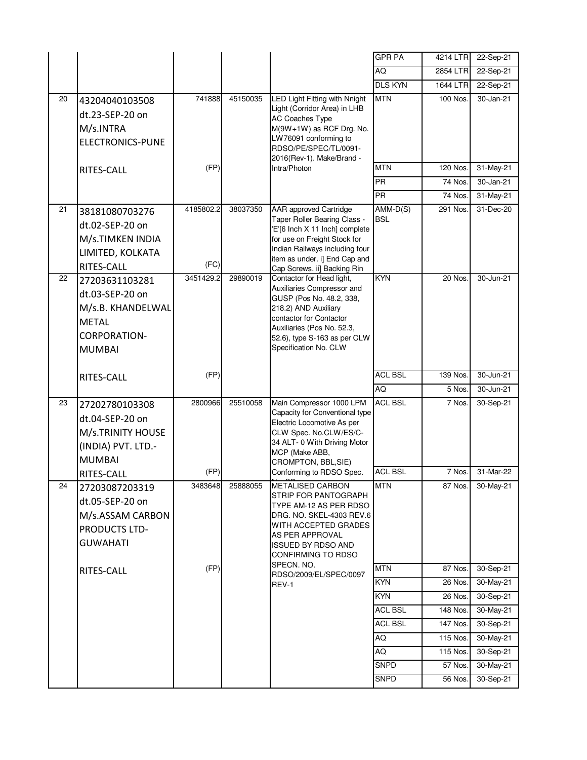| | | | | | | | |
|---|---|---|---|---|---|---|---|
| | | | | | GPR PA | 4214 LTR | 22-Sep-21 |
| | | | | | AQ | 2854 LTR | 22-Sep-21 |
| | | | | | DLS KYN | 1644 LTR | 22-Sep-21 |
| 20 | 43204040103508 dt.23-SEP-20 on M/s.INTRA ELECTRONICS-PUNE | 741888 | 45150035 | LED Light Fitting with Nnight Light (Corridor Area) in LHB AC Coaches Type M(9W+1W) as RCF Drg. No. LW76091 conforming to RDSO/PE/SPEC/TL/0091-2016(Rev-1). Make/Brand - Intra/Photon | MTN | 100 Nos. | 30-Jan-21 |
| | RITES-CALL | (FP) | | | MTN | 120 Nos. | 31-May-21 |
| | | | | | PR | 74 Nos. | 30-Jan-21 |
| | | | | | PR | 74 Nos. | 31-May-21 |
| 21 | 38181080703276 dt.02-SEP-20 on M/s.TIMKEN INDIA LIMITED, KOLKATA | 4185802.2 | 38037350 | AAR approved Cartridge Taper Roller Bearing Class - 'E'[6 Inch X 11 Inch] complete for use on Freight Stock for Indian Railways including four item as under. i] End Cap and Cap Screws. ii] Backing Rin | AMM-D(S) BSL | 291 Nos. | 31-Dec-20 |
| | RITES-CALL | (FC) | | | | | |
| 22 | 27203631103281 dt.03-SEP-20 on M/s.B. KHANDELWAL METAL CORPORATION-MUMBAI | 3451429.2 | 29890019 | Contactor for Head light, Auxiliaries Compressor and GUSP (Pos No. 48.2, 338, 218.2) AND Auxiliary contactor for Contactor Auxiliaries (Pos No. 52.3, 52.6), type S-163 as per CLW Specification No. CLW | KYN | 20 Nos. | 30-Jun-21 |
| | RITES-CALL | (FP) | | | ACL BSL | 139 Nos. | 30-Jun-21 |
| | | | | | AQ | 5 Nos. | 30-Jun-21 |
| 23 | 27202780103308 dt.04-SEP-20 on M/s.TRINITY HOUSE (INDIA) PVT. LTD.-MUMBAI | 2800966 | 25510058 | Main Compressor 1000 LPM Capacity for Conventional type Electric Locomotive As per CLW Spec. No.CLW/ES/C-34 ALT- 0 With Driving Motor MCP (Make ABB, CROMPTON, BBL,SIE) Conforming to RDSO Spec. | ACL BSL | 7 Nos. | 30-Sep-21 |
| | RITES-CALL | (FP) | | | ACL BSL | 7 Nos. | 31-Mar-22 |
| 24 | 27203087203319 dt.05-SEP-20 on M/s.ASSAM CARBON PRODUCTS LTD-GUWAHATI | 3483648 | 25888055 | METALISED CARBON STRIP FOR PANTOGRAPH TYPE AM-12 AS PER RDSO DRG. NO. SKEL-4303 REV.6 WITH ACCEPTED GRADES AS PER APPROVAL ISSUED BY RDSO AND CONFIRMING TO RDSO SPECN. NO. RDSO/2009/EL/SPEC/0097 REV-1 | MTN | 87 Nos. | 30-May-21 |
| | RITES-CALL | (FP) | | | MTN | 87 Nos. | 30-Sep-21 |
| | | | | | KYN | 26 Nos. | 30-May-21 |
| | | | | | KYN | 26 Nos. | 30-Sep-21 |
| | | | | | ACL BSL | 148 Nos. | 30-May-21 |
| | | | | | ACL BSL | 147 Nos. | 30-Sep-21 |
| | | | | | AQ | 115 Nos. | 30-May-21 |
| | | | | | AQ | 115 Nos. | 30-Sep-21 |
| | | | | | SNPD | 57 Nos. | 30-May-21 |
| | | | | | SNPD | 56 Nos. | 30-Sep-21 |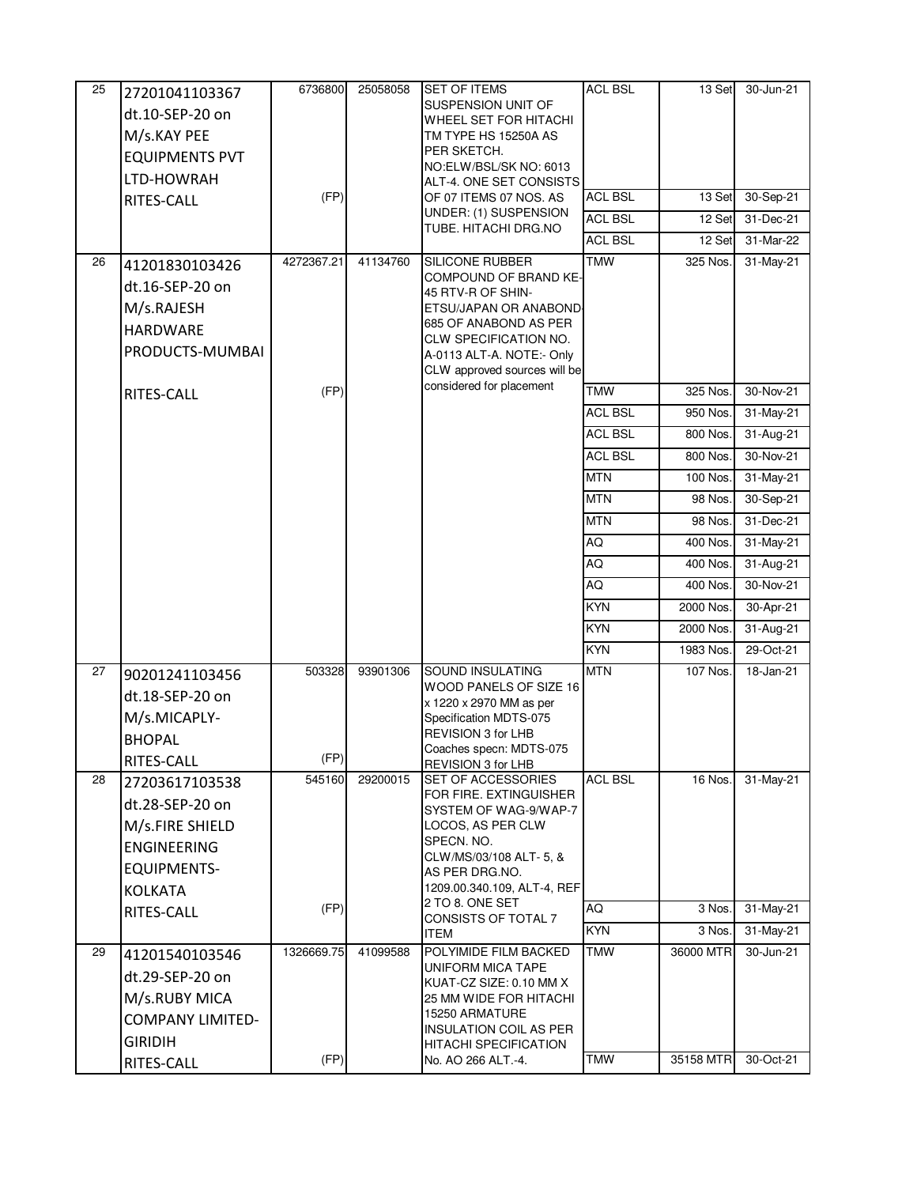| | | | | | | | |
|---|---|---|---|---|---|---|---|
| 25 | 27201041103367 dt.10-SEP-20 on M/s.KAY PEE EQUIPMENTS PVT LTD-HOWRAH RITES-CALL | 6736800 (FP) | 25058058 | SET OF ITEMS SUSPENSION UNIT OF WHEEL SET FOR HITACHI TM TYPE HS 15250A AS PER SKETCH. NO:ELW/BSL/SK NO: 6013 ALT-4. ONE SET CONSISTS OF 07 ITEMS 07 NOS. AS UNDER: (1) SUSPENSION TUBE. HITACHI DRG.NO | ACL BSL | 13 Set | 30-Jun-21 |
| | | | | | ACL BSL | 13 Set | 30-Sep-21 |
| | | | | | ACL BSL | 12 Set | 31-Dec-21 |
| | | | | | ACL BSL | 12 Set | 31-Mar-22 |
| 26 | 41201830103426 dt.16-SEP-20 on M/s.RAJESH HARDWARE PRODUCTS-MUMBAI RITES-CALL | 4272367.21 (FP) | 41134760 | SILICONE RUBBER COMPOUND OF BRAND KE-45 RTV-R OF SHIN-ETSU/JAPAN OR ANABOND-685 OF ANABOND AS PER CLW SPECIFICATION NO. A-0113 ALT-A. NOTE:- Only CLW approved sources will be considered for placement | TMW | 325 Nos. | 31-May-21 |
| | | | | | TMW | 325 Nos. | 30-Nov-21 |
| | | | | | ACL BSL | 950 Nos. | 31-May-21 |
| | | | | | ACL BSL | 800 Nos. | 31-Aug-21 |
| | | | | | ACL BSL | 800 Nos. | 30-Nov-21 |
| | | | | | MTN | 100 Nos. | 31-May-21 |
| | | | | | MTN | 98 Nos. | 30-Sep-21 |
| | | | | | MTN | 98 Nos. | 31-Dec-21 |
| | | | | | AQ | 400 Nos. | 31-May-21 |
| | | | | | AQ | 400 Nos. | 31-Aug-21 |
| | | | | | AQ | 400 Nos. | 30-Nov-21 |
| | | | | | KYN | 2000 Nos. | 30-Apr-21 |
| | | | | | KYN | 2000 Nos. | 31-Aug-21 |
| | | | | | KYN | 1983 Nos. | 29-Oct-21 |
| 27 | 90201241103456 dt.18-SEP-20 on M/s.MICAPLY-BHOPAL RITES-CALL | 503328 (FP) | 93901306 | SOUND INSULATING WOOD PANELS OF SIZE 16 x 1220 x 2970 MM as per Specification MDTS-075 REVISION 3 for LHB Coaches specn: MDTS-075 REVISION 3 for LHB | MTN | 107 Nos. | 18-Jan-21 |
| 28 | 27203617103538 dt.28-SEP-20 on M/s.FIRE SHIELD ENGINEERING EQUIPMENTS-KOLKATA RITES-CALL | 545160 (FP) | 29200015 | SET OF ACCESSORIES FOR FIRE. EXTINGUISHER SYSTEM OF WAG-9/WAP-7 LOCOS, AS PER CLW SPECN. NO. CLW/MS/03/108 ALT- 5, & AS PER DRG.NO. 1209.00.340.109, ALT-4, REF 2 TO 8. ONE SET CONSISTS OF TOTAL 7 ITEM | ACL BSL | 16 Nos. | 31-May-21 |
| | | | | | AQ | 3 Nos. | 31-May-21 |
| | | | | | KYN | 3 Nos. | 31-May-21 |
| 29 | 41201540103546 dt.29-SEP-20 on M/s.RUBY MICA COMPANY LIMITED-GIRIDIH RITES-CALL | 1326669.75 (FP) | 41099588 | POLYIMIDE FILM BACKED UNIFORM MICA TAPE KUAT-CZ SIZE: 0.10 MM X 25 MM WIDE FOR HITACHI 15250 ARMATURE INSULATION COIL AS PER HITACHI SPECIFICATION No. AO 266 ALT.-4. | TMW | 36000 MTR | 30-Jun-21 |
| | | | | | TMW | 35158 MTR | 30-Oct-21 |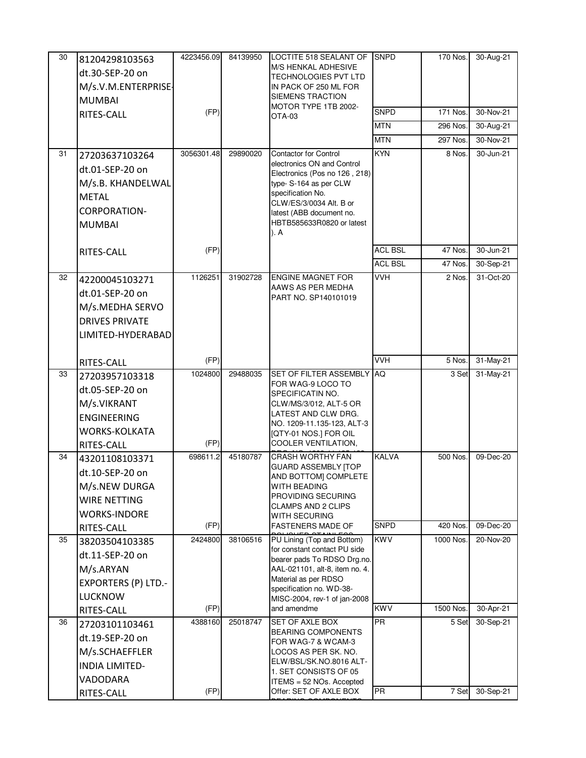| 30 | 81204298103563 dt.30-SEP-20 on M/s.V.M.ENTERPRISE-MUMBAI RITES-CALL | 4223456.09 (FP) | 84139950 | LOCTITE 518 SEALANT OF M/S HENKAL ADHESIVE TECHNOLOGIES PVT LTD IN PACK OF 250 ML FOR SIEMENS TRACTION MOTOR TYPE 1TB 2002-OTA-03 | SNPD | 170 Nos. | 30-Aug-21 |
|---|---|---|---|---|---|---|---|
| | | | | | SNPD | 171 Nos. | 30-Nov-21 |
| | | | | | MTN | 296 Nos. | 30-Aug-21 |
| | | | | | MTN | 297 Nos. | 30-Nov-21 |
| 31 | 27203637103264 dt.01-SEP-20 on M/s.B. KHANDELWAL METAL CORPORATION-MUMBAI RITES-CALL | 3056301.48 (FP) | 29890020 | Contactor for Control electronics ON and Control Electronics (Pos no 126 , 218) type- S-164 as per CLW specification No. CLW/ES/3/0034 Alt. B or latest (ABB document no. HBTB585633R0820 or latest ). A | KYN | 8 Nos. | 30-Jun-21 |
| | | | | | ACL BSL | 47 Nos. | 30-Jun-21 |
| | | | | | ACL BSL | 47 Nos. | 30-Sep-21 |
| 32 | 42200045103271 dt.01-SEP-20 on M/s.MEDHA SERVO DRIVES PRIVATE LIMITED-HYDERABAD RITES-CALL | 1126251 (FP) | 31902728 | ENGINE MAGNET FOR AAWS AS PER MEDHA PART NO. SP140101019 | VVH | 2 Nos. | 31-Oct-20 |
| | | | | | VVH | 5 Nos. | 31-May-21 |
| 33 | 27203957103318 dt.05-SEP-20 on M/s.VIKRANT ENGINEERING WORKS-KOLKATA RITES-CALL | 1024800 (FP) | 29488035 | SET OF FILTER ASSEMBLY FOR WAG-9 LOCO TO SPECIFICATIN NO. CLW/MS/3/012, ALT-5 OR LATEST AND CLW DRG. NO. 1209-11.135-123, ALT-3 [QTY-01 NOS.] FOR OIL COOLER VENTILATION, | AQ | 3 Set | 31-May-21 |
| 34 | 43201108103371 dt.10-SEP-20 on M/s.NEW DURGA WIRE NETTING WORKS-INDORE RITES-CALL | 698611.2 (FP) | 45180787 | CRASH WORTHY FAN GUARD ASSEMBLY [TOP AND BOTTOM] COMPLETE WITH BEADING PROVIDING SECURING CLAMPS AND 2 CLIPS WITH SECURING FASTENERS MADE OF | KALVA | 500 Nos. | 09-Dec-20 |
| | | | | | SNPD | 420 Nos. | 09-Dec-20 |
| 35 | 38203504103385 dt.11-SEP-20 on M/s.ARYAN EXPORTERS (P) LTD.-LUCKNOW RITES-CALL | 2424800 (FP) | 38106516 | PU Lining (Top and Bottom) for constant contact PU side bearer pads To RDSO Drg.no. AAL-021101, alt-8, item no. 4. Material as per RDSO specification no. WD-38-MISC-2004, rev-1 of jan-2008 and amendme | KWV | 1000 Nos. | 20-Nov-20 |
| | | | | | KWV | 1500 Nos. | 30-Apr-21 |
| 36 | 27203101103461 dt.19-SEP-20 on M/s.SCHAEFFLER INDIA LIMITED-VADODARA RITES-CALL | 4388160 (FP) | 25018747 | SET OF AXLE BOX BEARING COMPONENTS FOR WAG-7 & WCAM-3 LOCOS AS PER SK. NO. ELW/BSL/SK.NO.8016 ALT-1. SET CONSISTS OF 05 ITEMS = 52 NOs. Accepted Offer: SET OF AXLE BOX | PR | 5 Set | 30-Sep-21 |
| | | | | | PR | 7 Set | 30-Sep-21 |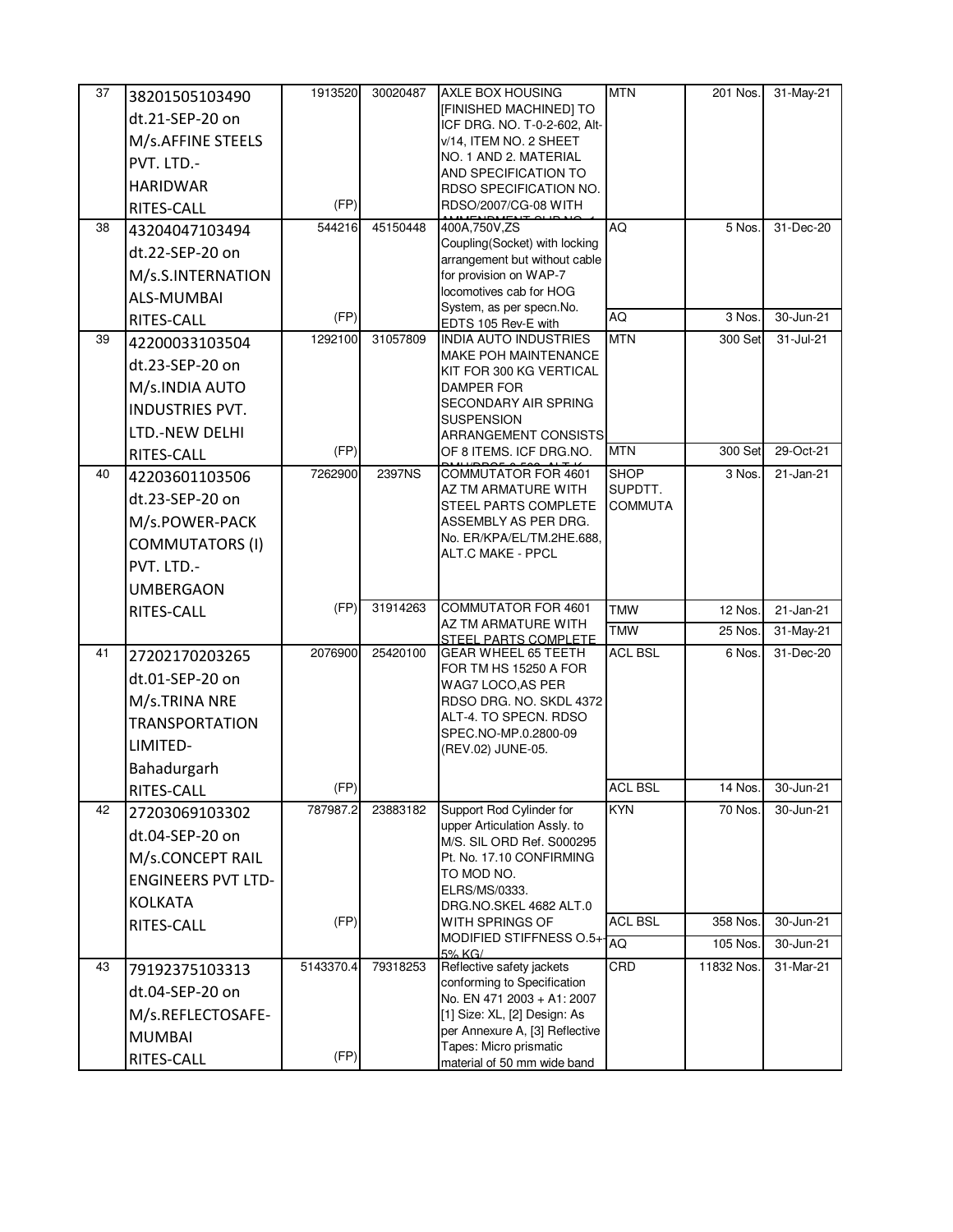| 37 | 38201505103490 dt.21-SEP-20 on M/s.AFFINE STEELS PVT. LTD.-HARIDWAR RITES-CALL | 1913520 (FP) | 30020487 | AXLE BOX HOUSING [FINISHED MACHINED] TO ICF DRG. NO. T-0-2-602, Alt-v/14, ITEM NO. 2 SHEET NO. 1 AND 2. MATERIAL AND SPECIFICATION TO RDSO SPECIFICATION NO. RDSO/2007/CG-08 WITH AMMENDMENT SLIP NO. 1 | MTN | 201 Nos. | 31-May-21 |
|---|---|---|---|---|---|---|---|
| 38 | 43204047103494 dt.22-SEP-20 on M/s.S.INTERNATIONALS-MUMBAI RITES-CALL | 544216 (FP) | 45150448 | 400A,750V,ZS Coupling(Socket) with locking arrangement but without cable for provision on WAP-7 locomotives cab for HOG System, as per specn.No. EDTS 105 Rev-E with | AQ | 5 Nos. | 31-Dec-20 |
| | | | | | AQ | 3 Nos. | 30-Jun-21 |
| 39 | 42200033103504 dt.23-SEP-20 on M/s.INDIA AUTO INDUSTRIES PVT. LTD.-NEW DELHI RITES-CALL | 1292100 (FP) | 31057809 | INDIA AUTO INDUSTRIES MAKE POH MAINTENANCE KIT FOR 300 KG VERTICAL DAMPER FOR SECONDARY AIR SPRING SUSPENSION ARRANGEMENT CONSISTS OF 8 ITEMS. ICF DRG.NO. | MTN | 300 Set | 31-Jul-21 |
| | | | | | MTN | 300 Set | 29-Oct-21 |
| 40 | 42203601103506 dt.23-SEP-20 on M/s.POWER-PACK COMMUTATORS (I) PVT. LTD.-UMBERGAON RITES-CALL | 7262900 (FP) | 2397NS | COMMUTATOR FOR 4601 AZ TM ARMATURE WITH STEEL PARTS COMPLETE ASSEMBLY AS PER DRG. No. ER/KPA/EL/TM.2HE.688, ALT.C MAKE - PPCL | SHOP SUPDTT. COMMUTA | 3 Nos. | 21-Jan-21 |
| | | | 31914263 | COMMUTATOR FOR 4601 AZ TM ARMATURE WITH STEEL PARTS COMPLETE | TMW | 12 Nos. | 21-Jan-21 |
| | | | | | TMW | 25 Nos. | 31-May-21 |
| 41 | 27202170203265 dt.01-SEP-20 on M/s.TRINA NRE TRANSPORTATION LIMITED-Bahadurgarh RITES-CALL | 2076900 (FP) | 25420100 | GEAR WHEEL 65 TEETH FOR TM HS 15250 A FOR WAG7 LOCO,AS PER RDSO DRG. NO. SKDL 4372 ALT-4. TO SPECN. RDSO SPEC.NO-MP.0.2800-09 (REV.02) JUNE-05. | ACL BSL | 6 Nos. | 31-Dec-20 |
| | | | | | ACL BSL | 14 Nos. | 30-Jun-21 |
| 42 | 27203069103302 dt.04-SEP-20 on M/s.CONCEPT RAIL ENGINEERS PVT LTD-KOLKATA RITES-CALL | 787987.2 (FP) | 23883182 | Support Rod Cylinder for upper Articulation Assly. to M/S. SIL ORD Ref. S000295 Pt. No. 17.10 CONFIRMING TO MOD NO. ELRS/MS/0333. DRG.NO.SKEL 4682 ALT.0 WITH SPRINGS OF MODIFIED STIFFNESS O.5+-5% KG/ | KYN | 70 Nos. | 30-Jun-21 |
| | | | | | ACL BSL | 358 Nos. | 30-Jun-21 |
| | | | | | AQ | 105 Nos. | 30-Jun-21 |
| 43 | 79192375103313 dt.04-SEP-20 on M/s.REFLECTOSAFE-MUMBAI RITES-CALL | 5143370.4 (FP) | 79318253 | Reflective safety jackets conforming to Specification No. EN 471 2003 + A1: 2007 [1] Size: XL, [2] Design: As per Annexure A, [3] Reflective Tapes: Micro prismatic material of 50 mm wide band | CRD | 11832 Nos. | 31-Mar-21 |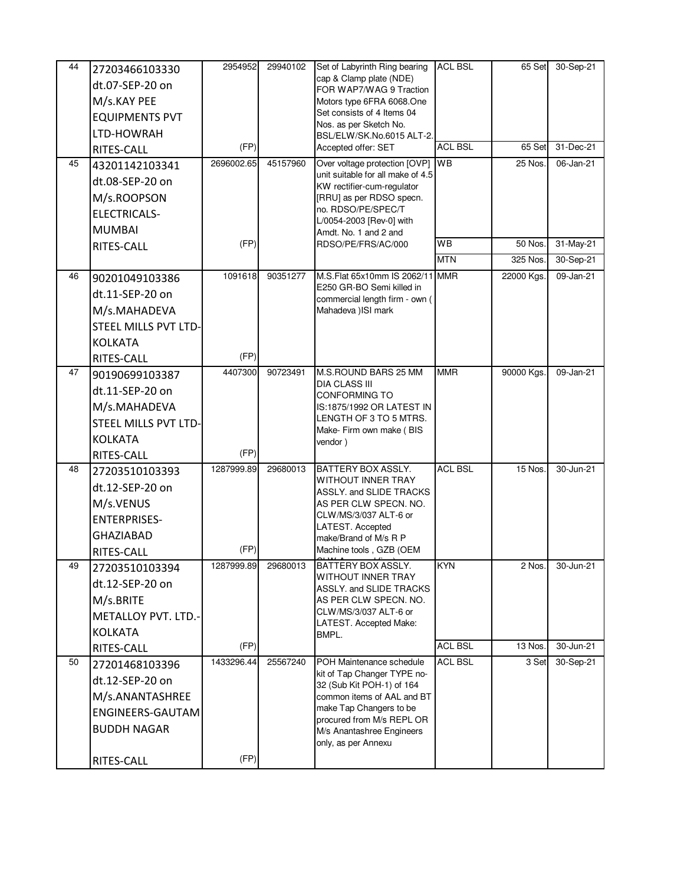| | | | | | | | |
|---|---|---|---|---|---|---|---|
| 44 | 27203466103330 dt.07-SEP-20 on M/s.KAY PEE EQUIPMENTS PVT LTD-HOWRAH RITES-CALL | 2954952 (FP) | 29940102 | Set of Labyrinth Ring bearing cap & Clamp plate (NDE) FOR WAP7/WAG 9 Traction Motors type 6FRA 6068.One Set consists of 4 Items 04 Nos. as per Sketch No. BSL/ELW/SK.No.6015 ALT-2. Accepted offer: SET | ACL BSL | 65 Set | 30-Sep-21 |
| | | | | | ACL BSL | 65 Set | 31-Dec-21 |
| 45 | 43201142103341 dt.08-SEP-20 on M/s.ROOPSON ELECTRICALS-MUMBAI RITES-CALL | 2696002.65 (FP) | 45157960 | Over voltage protection [OVP] unit suitable for all make of 4.5 KW rectifier-cum-regulator [RRU] as per RDSO specn. no. RDSO/PE/SPEC/T L/0054-2003 [Rev-0] with Amdt. No. 1 and 2 and RDSO/PE/FRS/AC/000 | WB | 25 Nos. | 06-Jan-21 |
| | | | | | WB | 50 Nos. | 31-May-21 |
| | | | | | MTN | 325 Nos. | 30-Sep-21 |
| 46 | 90201049103386 dt.11-SEP-20 on M/s.MAHADEVA STEEL MILLS PVT LTD-KOLKATA RITES-CALL | 1091618 (FP) | 90351277 | M.S.Flat 65x10mm IS 2062/11 E250 GR-BO Semi killed in commercial length firm - own ( Mahadeva )ISI mark | MMR | 22000 Kgs. | 09-Jan-21 |
| 47 | 90190699103387 dt.11-SEP-20 on M/s.MAHADEVA STEEL MILLS PVT LTD-KOLKATA RITES-CALL | 4407300 (FP) | 90723491 | M.S.ROUND BARS 25 MM DIA CLASS III CONFORMING TO IS:1875/1992 OR LATEST IN LENGTH OF 3 TO 5 MTRS. Make- Firm own make ( BIS vendor ) | MMR | 90000 Kgs. | 09-Jan-21 |
| 48 | 27203510103393 dt.12-SEP-20 on M/s.VENUS ENTERPRISES-GHAZIABAD RITES-CALL | 1287999.89 (FP) | 29680013 | BATTERY BOX ASSLY. WITHOUT INNER TRAY ASSLY. and SLIDE TRACKS AS PER CLW SPECN. NO. CLW/MS/3/037 ALT-6 or LATEST. Accepted make/Brand of M/s R P Machine tools , GZB (OEM | ACL BSL | 15 Nos. | 30-Jun-21 |
| 49 | 27203510103394 dt.12-SEP-20 on M/s.BRITE METALLOY PVT. LTD.-KOLKATA RITES-CALL | 1287999.89 (FP) | 29680013 | BATTERY BOX ASSLY. WITHOUT INNER TRAY ASSLY. and SLIDE TRACKS AS PER CLW SPECN. NO. CLW/MS/3/037 ALT-6 or LATEST. Accepted Make: BMPL. | KYN | 2 Nos. | 30-Jun-21 |
| | | | | | ACL BSL | 13 Nos. | 30-Jun-21 |
| 50 | 27201468103396 dt.12-SEP-20 on M/s.ANANTASHREE ENGINEERS-GAUTAM BUDDH NAGAR RITES-CALL | 1433296.44 (FP) | 25567240 | POH Maintenance schedule kit of Tap Changer TYPE no-32 (Sub Kit POH-1) of 164 common items of AAL and BT make Tap Changers to be procured from M/s REPL OR M/s Anantashree Engineers only, as per Annexu | ACL BSL | 3 Set | 30-Sep-21 |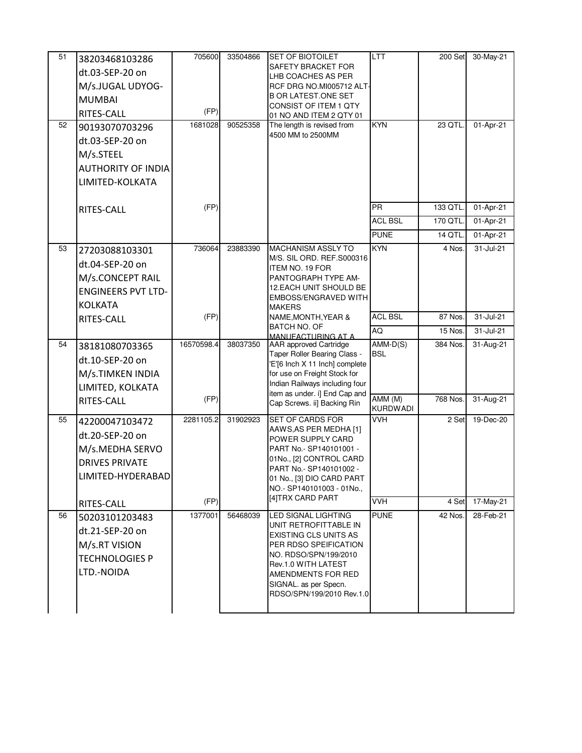| 51 | 38203468103286 dt.03-SEP-20 on M/s.JUGAL UDYOG-MUMBAI RITES-CALL | 705600 (FP) | 33504866 | SET OF BIOTOILET SAFETY BRACKET FOR LHB COACHES AS PER RCF DRG NO.MI005712 ALT-B OR LATEST.ONE SET CONSIST OF ITEM 1 QTY 01 NO AND ITEM 2 QTY 01 | LTT | 200 Set | 30-May-21 |
|---|---|---|---|---|---|---|---|
| 52 | 90193070703296 dt.03-SEP-20 on M/s.STEEL AUTHORITY OF INDIA LIMITED-KOLKATA RITES-CALL | 1681028 (FP) | 90525358 | The length is revised from 4500 MM to 2500MM | KYN | 23 QTL. | 01-Apr-21 |
| | | | | | PR | 133 QTL. | 01-Apr-21 |
| | | | | | ACL BSL | 170 QTL. | 01-Apr-21 |
| | | | | | PUNE | 14 QTL. | 01-Apr-21 |
| 53 | 27203088103301 dt.04-SEP-20 on M/s.CONCEPT RAIL ENGINEERS PVT LTD-KOLKATA RITES-CALL | 736064 (FP) | 23883390 | MACHANISM ASSLY TO M/S. SIL ORD. REF.S000316 ITEM NO. 19 FOR PANTOGRAPH TYPE AM-12.EACH UNIT SHOULD BE EMBOSS/ENGRAVED WITH MAKERS NAME,MONTH,YEAR & BATCH NO. OF MANUFACTURING AT A | KYN | 4 Nos. | 31-Jul-21 |
| | | | | | ACL BSL | 87 Nos. | 31-Jul-21 |
| | | | | | AQ | 15 Nos. | 31-Jul-21 |
| 54 | 38181080703365 dt.10-SEP-20 on M/s.TIMKEN INDIA LIMITED, KOLKATA RITES-CALL | 16570598.4 (FP) | 38037350 | AAR approved Cartridge Taper Roller Bearing Class - 'E'[6 Inch X 11 Inch] complete for use on Freight Stock for Indian Railways including four item as under. i] End Cap and Cap Screws. ii] Backing Rin | AMM-D(S) BSL | 384 Nos. | 31-Aug-21 |
| | | | | | AMM (M) KURDWADI | 768 Nos. | 31-Aug-21 |
| 55 | 42200047103472 dt.20-SEP-20 on M/s.MEDHA SERVO DRIVES PRIVATE LIMITED-HYDERABAD RITES-CALL | 2281105.2 (FP) | 31902923 | SET OF CARDS FOR AAWS,AS PER MEDHA [1] POWER SUPPLY CARD PART No.- SP140101001 - 01No., [2] CONTROL CARD PART No.- SP140101002 - 01 No., [3] DIO CARD PART NO.- SP140101003 - 01No., [4]TRX CARD PART | VVH | 2 Set | 19-Dec-20 |
| | | | | | VVH | 4 Set | 17-May-21 |
| 56 | 50203101203483 dt.21-SEP-20 on M/s.RT VISION TECHNOLOGIES P LTD.-NOIDA | 1377001 | 56468039 | LED SIGNAL LIGHTING UNIT RETROFITTABLE IN EXISTING CLS UNITS AS PER RDSO SPEIFICATION NO. RDSO/SPN/199/2010 Rev.1.0 WITH LATEST AMENDMENTS FOR RED SIGNAL. as per Specn. RDSO/SPN/199/2010 Rev.1.0 | PUNE | 42 Nos. | 28-Feb-21 |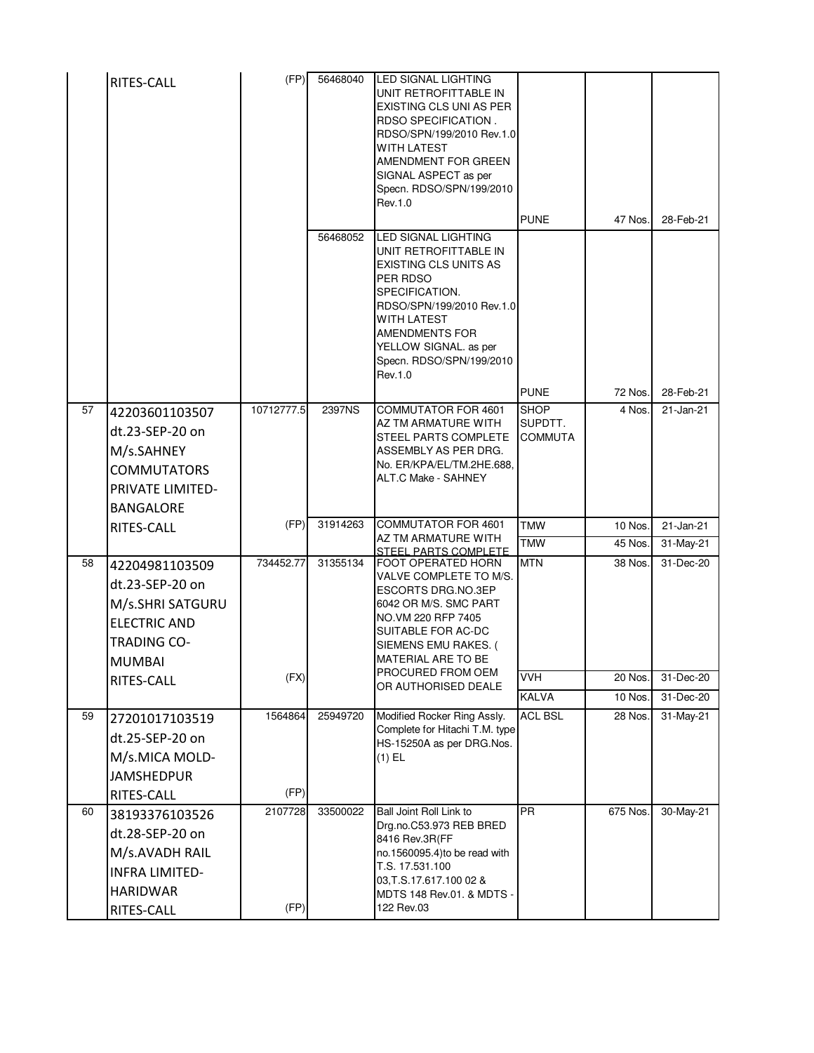| | | | | | | | |
|---|---|---|---|---|---|---|---|
| | RITES-CALL | (FP) | 56468040 | LED SIGNAL LIGHTING UNIT RETROFITTABLE IN EXISTING CLS UNI AS PER RDSO SPECIFICATION . RDSO/SPN/199/2010 Rev.1.0 WITH LATEST AMENDMENT FOR GREEN SIGNAL ASPECT as per Specn. RDSO/SPN/199/2010 Rev.1.0 | PUNE | 47 Nos. | 28-Feb-21 |
| | | | 56468052 | LED SIGNAL LIGHTING UNIT RETROFITTABLE IN EXISTING CLS UNITS AS PER RDSO SPECIFICATION. RDSO/SPN/199/2010 Rev.1.0 WITH LATEST AMENDMENTS FOR YELLOW SIGNAL. as per Specn. RDSO/SPN/199/2010 Rev.1.0 | PUNE | 72 Nos. | 28-Feb-21 |
| 57 | 42203601103507 dt.23-SEP-20 on M/s.SAHNEY COMMUTATORS PRIVATE LIMITED-BANGALORE | 10712777.5 | 2397NS | COMMUTATOR FOR 4601 AZ TM ARMATURE WITH STEEL PARTS COMPLETE ASSEMBLY AS PER DRG. No. ER/KPA/EL/TM.2HE.688, ALT.C Make - SAHNEY | SHOP SUPDTT. COMMUTA | 4 Nos. | 21-Jan-21 |
| | RITES-CALL | (FP) | 31914263 | COMMUTATOR FOR 4601 AZ TM ARMATURE WITH STEEL PARTS COMPLETE | TMW | 10 Nos. | 21-Jan-21 |
| | | | | | TMW | 45 Nos. | 31-May-21 |
| 58 | 42204981103509 dt.23-SEP-20 on M/s.SHRI SATGURU ELECTRIC AND TRADING CO-MUMBAI | 734452.77 | 31355134 | FOOT OPERATED HORN VALVE COMPLETE TO M/S. ESCORTS DRG.NO.3EP 6042 OR M/S. SMC PART NO.VM 220 RFP 7405 SUITABLE FOR AC-DC SIEMENS EMU RAKES. ( MATERIAL ARE TO BE PROCURED FROM OEM OR AUTHORISED DEALE | MTN | 38 Nos. | 31-Dec-20 |
| | RITES-CALL | (FX) | | | VVH | 20 Nos. | 31-Dec-20 |
| | | | | | KALVA | 10 Nos. | 31-Dec-20 |
| 59 | 27201017103519 dt.25-SEP-20 on M/s.MICA MOLD-JAMSHEDPUR RITES-CALL | 1564864 (FP) | 25949720 | Modified Rocker Ring Assly. Complete for Hitachi T.M. type HS-15250A as per DRG.Nos. (1) EL | ACL BSL | 28 Nos. | 31-May-21 |
| 60 | 38193376103526 dt.28-SEP-20 on M/s.AVADH RAIL INFRA LIMITED-HARIDWAR RITES-CALL | 2107728 (FP) | 33500022 | Ball Joint Roll Link to Drg.no.C53.973 REB BRED 8416 Rev.3R(FF no.1560095.4)to be read with T.S. 17.531.100 03,T.S.17.617.100 02 & MDTS 148 Rev.01. & MDTS - 122 Rev.03 | PR | 675 Nos. | 30-May-21 |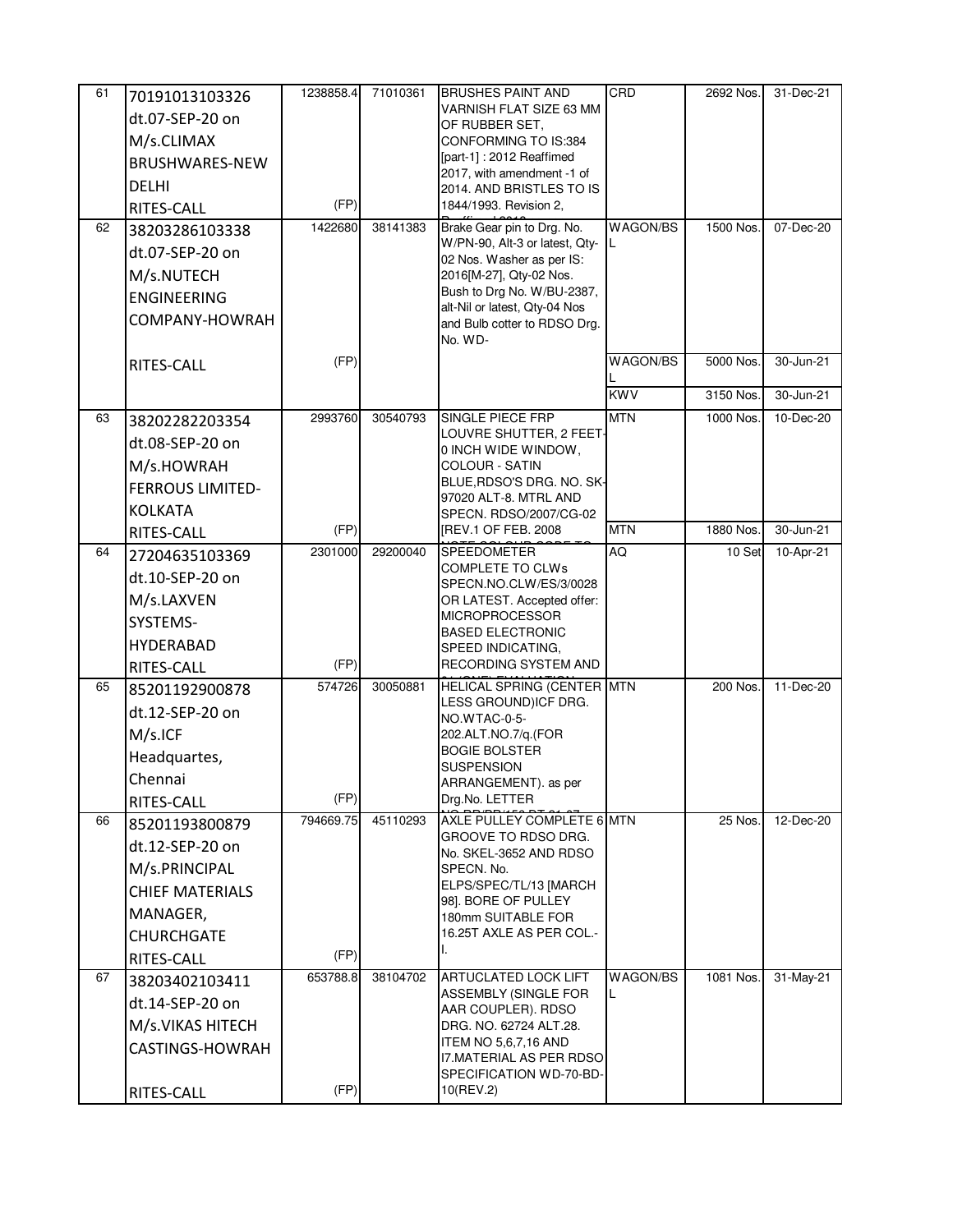| 61 | 70191013103326 dt.07-SEP-20 on M/s.CLIMAX BRUSHWARES-NEW DELHI RITES-CALL | 1238858.4 (FP) | 71010361 | BRUSHES PAINT AND VARNISH FLAT SIZE 63 MM OF RUBBER SET, CONFORMING TO IS:384 [part-1] : 2012 Reaffimed 2017, with amendment -1 of 2014. AND BRISTLES TO IS 1844/1993. Revision 2, | CRD | 2692 Nos. | 31-Dec-21 |
|---|---|---|---|---|---|---|---|
| 62 | 38203286103338 dt.07-SEP-20 on M/s.NUTECH ENGINEERING COMPANY-HOWRAH RITES-CALL | 1422680 (FP) | 38141383 | Brake Gear pin to Drg. No. W/PN-90, Alt-3 or latest, Qty-02 Nos. Washer as per IS: 2016[M-27], Qty-02 Nos. Bush to Drg No. W/BU-2387, alt-Nil or latest, Qty-04 Nos and Bulb cotter to RDSO Drg. No. WD- | WAGON/BSL | 1500 Nos. | 07-Dec-20 |
| | | | | | WAGON/BSL | 5000 Nos. | 30-Jun-21 |
| | | | | | KWV | 3150 Nos. | 30-Jun-21 |
| 63 | 38202282203354 dt.08-SEP-20 on M/s.HOWRAH FERROUS LIMITED-KOLKATA RITES-CALL | 2993760 (FP) | 30540793 | SINGLE PIECE FRP LOUVRE SHUTTER, 2 FEET-0 INCH WIDE WINDOW, COLOUR - SATIN BLUE,RDSO'S DRG. NO. SK-97020 ALT-8. MTRL AND SPECN. RDSO/2007/CG-02 [REV.1 OF FEB. 2008 | MTN | 1000 Nos. | 10-Dec-20 |
| | | | | | MTN | 1880 Nos. | 30-Jun-21 |
| 64 | 27204635103369 dt.10-SEP-20 on M/s.LAXVEN SYSTEMS-HYDERABAD RITES-CALL | 2301000 (FP) | 29200040 | SPEEDOMETER COMPLETE TO CLWs SPECN.NO.CLW/ES/3/0028 OR LATEST. Accepted offer: MICROPROCESSOR BASED ELECTRONIC SPEED INDICATING, RECORDING SYSTEM AND | AQ | 10 Set | 10-Apr-21 |
| 65 | 85201192900878 dt.12-SEP-20 on M/s.ICF Headquartes, Chennai RITES-CALL | 574726 (FP) | 30050881 | HELICAL SPRING (CENTER LESS GROUND)ICF DRG. NO.WTAC-0-5-202.ALT.NO.7/q.(FOR BOGIE BOLSTER SUSPENSION ARRANGEMENT). as per Drg.No. LETTER | MTN | 200 Nos. | 11-Dec-20 |
| 66 | 85201193800879 dt.12-SEP-20 on M/s.PRINCIPAL CHIEF MATERIALS MANAGER, CHURCHGATE RITES-CALL | 794669.75 (FP) | 45110293 | AXLE PULLEY COMPLETE 6 GROOVE TO RDSO DRG. No. SKEL-3652 AND RDSO SPECN. No. ELPS/SPEC/TL/13 [MARCH 98]. BORE OF PULLEY 180mm SUITABLE FOR 16.25T AXLE AS PER COL.-I. | MTN | 25 Nos. | 12-Dec-20 |
| 67 | 38203402103411 dt.14-SEP-20 on M/s.VIKAS HITECH CASTINGS-HOWRAH RITES-CALL | 653788.8 (FP) | 38104702 | ARTUCLATED LOCK LIFT ASSEMBLY (SINGLE FOR AAR COUPLER). RDSO DRG. NO. 62724 ALT.28. ITEM NO 5,6,7,16 AND I7.MATERIAL AS PER RDSO SPECIFICATION WD-70-BD-10(REV.2) | WAGON/BSL | 1081 Nos. | 31-May-21 |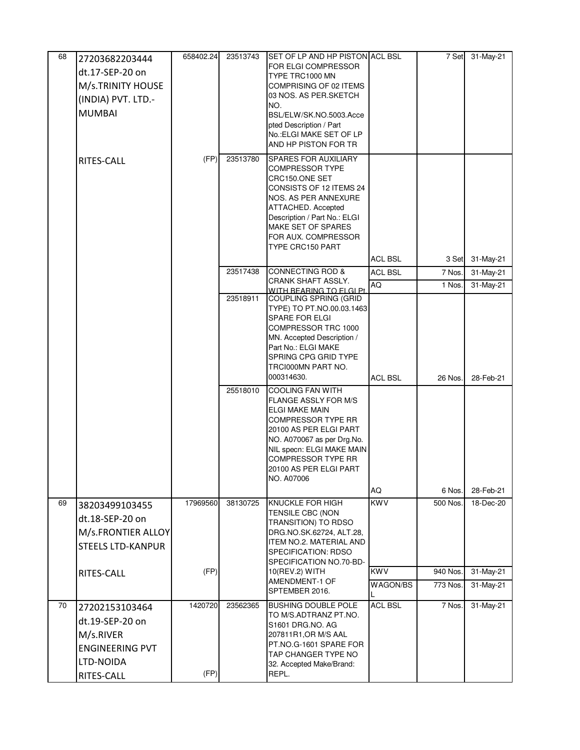| 68 | 27203682203444 dt.17-SEP-20 on M/s.TRINITY HOUSE (INDIA) PVT. LTD.-MUMBAI | 658402.24 | 23513743 | SET OF LP AND HP PISTON FOR ELGI COMPRESSOR TYPE TRC1000 MN COMPRISING OF 02 ITEMS 03 NOS. AS PER.SKETCH NO. BSL/ELW/SK.NO.5003.Accepted Description / Part No.:ELGI MAKE SET OF LP AND HP PISTON FOR TR | ACL BSL | 7 Set | 31-May-21 |
|---|---|---|---|---|---|---|---|
| | RITES-CALL | (FP) | 23513780 | SPARES FOR AUXILIARY COMPRESSOR TYPE CRC150.ONE SET CONSISTS OF 12 ITEMS 24 NOS. AS PER ANNEXURE ATTACHED. Accepted Description / Part No.: ELGI MAKE SET OF SPARES FOR AUX. COMPRESSOR TYPE CRC150 PART | ACL BSL | 3 Set | 31-May-21 |
| | | | 23517438 | CONNECTING ROD & CRANK SHAFT ASSLY. WITH BEARING TO ELGI Pt | ACL BSL | 7 Nos. | 31-May-21 |
| | | | | | AQ | 1 Nos. | 31-May-21 |
| | | | 23518911 | COUPLING SPRING (GRID TYPE) TO PT.NO.00.03.1463 SPARE FOR ELGI COMPRESSOR TRC 1000 MN. Accepted Description / Part No.: ELGI MAKE SPRING CPG GRID TYPE TRCI000MN PART NO. 000314630. | ACL BSL | 26 Nos. | 28-Feb-21 |
| | | | 25518010 | COOLING FAN WITH FLANGE ASSLY FOR M/S ELGI MAKE MAIN COMPRESSOR TYPE RR 20100 AS PER ELGI PART NO. A070067 as per Drg.No. NIL specn: ELGI MAKE MAIN COMPRESSOR TYPE RR 20100 AS PER ELGI PART NO. A07006 | AQ | 6 Nos. | 28-Feb-21 |
| 69 | 38203499103455 dt.18-SEP-20 on M/s.FRONTIER ALLOY STEELS LTD-KANPUR | 17969560 | 38130725 | KNUCKLE FOR HIGH TENSILE CBC (NON TRANSITION) TO RDSO DRG.NO.SK.62724, ALT.28, ITEM NO.2. MATERIAL AND SPECIFICATION: RDSO SPECIFICATION NO.70-BD-10(REV.2) WITH AMENDMENT-1 OF SPTEMBER 2016. | KWV | 500 Nos. | 18-Dec-20 |
| | RITES-CALL | (FP) | | | KWV | 940 Nos. | 31-May-21 |
| | | | | | WAGON/BSL | 773 Nos. | 31-May-21 |
| 70 | 27202153103464 dt.19-SEP-20 on M/s.RIVER ENGINEERING PVT LTD-NOIDA RITES-CALL | 1420720 (FP) | 23562365 | BUSHING DOUBLE POLE TO M/S.ADTRANZ PT.NO. S1601 DRG.NO. AG 207811R1,OR M/S AAL PT.NO.G-1601 SPARE FOR TAP CHANGER TYPE NO 32. Accepted Make/Brand: REPL. | ACL BSL | 7 Nos. | 31-May-21 |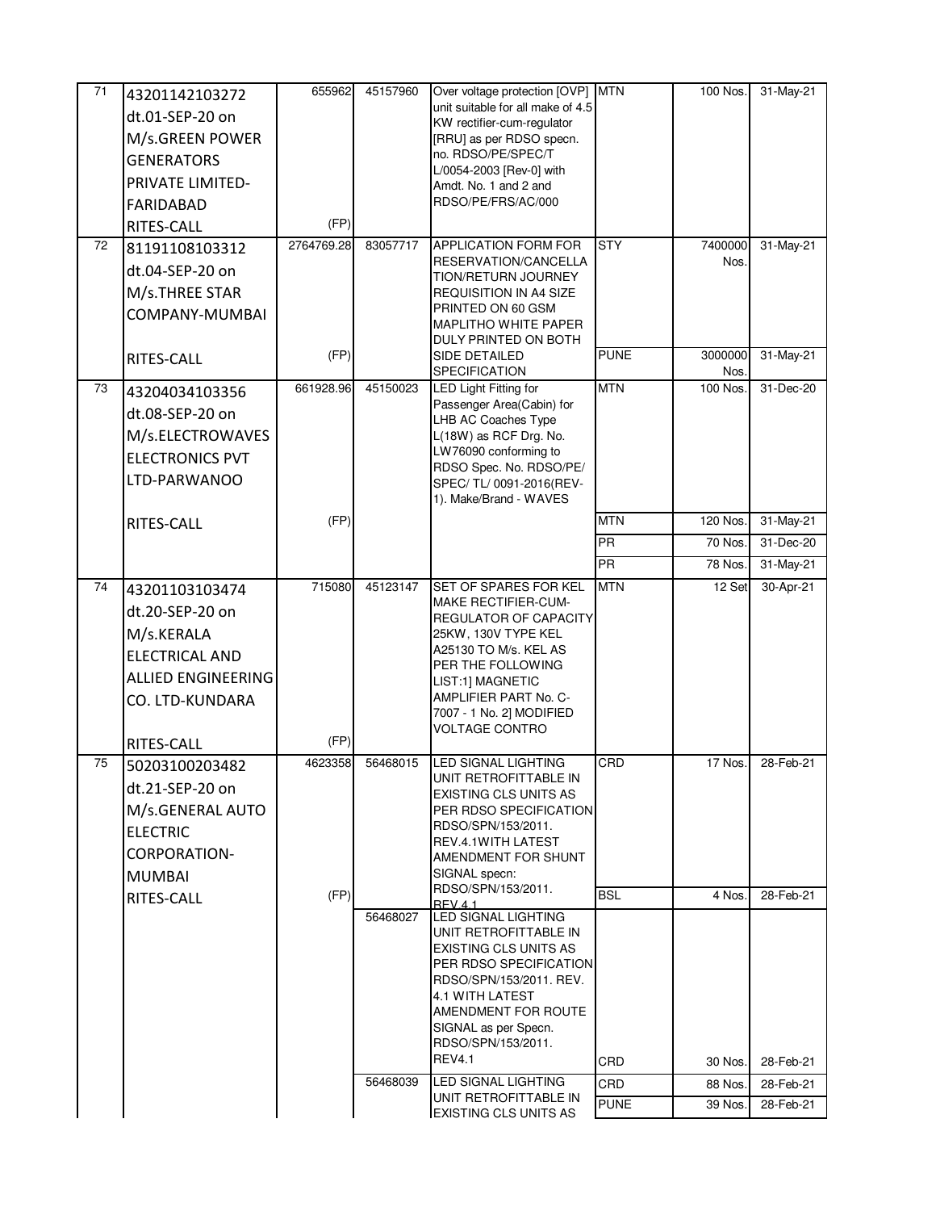| 71 | 43201142103272 dt.01-SEP-20 on M/s.GREEN POWER GENERATORS PRIVATE LIMITED-FARIDABAD RITES-CALL | 655962 (FP) | 45157960 | Over voltage protection [OVP] unit suitable for all make of 4.5 KW rectifier-cum-regulator [RRU] as per RDSO specn. no. RDSO/PE/SPEC/T L/0054-2003 [Rev-0] with Amdt. No. 1 and 2 and RDSO/PE/FRS/AC/000 | MTN | 100 Nos. | 31-May-21 |
|---|---|---|---|---|---|---|---|
| 72 | 81191108103312 dt.04-SEP-20 on M/s.THREE STAR COMPANY-MUMBAI RITES-CALL | 2764769.28 (FP) | 83057717 | APPLICATION FORM FOR RESERVATION/CANCELLATION/RETURN JOURNEY REQUISITION IN A4 SIZE PRINTED ON 60 GSM MAPLITHO WHITE PAPER DULY PRINTED ON BOTH SIDE DETAILED SPECIFICATION | STY | 7400000 Nos. | 31-May-21 |
| | | | | | PUNE | 3000000 Nos. | 31-May-21 |
| 73 | 43204034103356 dt.08-SEP-20 on M/s.ELECTROWAVES ELECTRONICS PVT LTD-PARWANOO RITES-CALL | 661928.96 (FP) | 45150023 | LED Light Fitting for Passenger Area(Cabin) for LHB AC Coaches Type L(18W) as RCF Drg. No. LW76090 conforming to RDSO Spec. No. RDSO/PE/ SPEC/ TL/ 0091-2016(REV-1). Make/Brand - WAVES | MTN | 100 Nos. | 31-Dec-20 |
| | | | | | MTN | 120 Nos. | 31-May-21 |
| | | | | | PR | 70 Nos. | 31-Dec-20 |
| | | | | | PR | 78 Nos. | 31-May-21 |
| 74 | 43201103103474 dt.20-SEP-20 on M/s.KERALA ELECTRICAL AND ALLIED ENGINEERING CO. LTD-KUNDARA RITES-CALL | 715080 (FP) | 45123147 | SET OF SPARES FOR KEL MAKE RECTIFIER-CUM-REGULATOR OF CAPACITY 25KW, 130V TYPE KEL A25130 TO M/s. KEL AS PER THE FOLLOWING LIST:1] MAGNETIC AMPLIFIER PART No. C-7007 - 1 No. 2] MODIFIED VOLTAGE CONTRO | MTN | 12 Set | 30-Apr-21 |
| 75 | 50203100203482 dt.21-SEP-20 on M/s.GENERAL AUTO ELECTRIC CORPORATION-MUMBAI RITES-CALL | 4623358 (FP) | 56468015 | LED SIGNAL LIGHTING UNIT RETROFITTABLE IN EXISTING CLS UNITS AS PER RDSO SPECIFICATION RDSO/SPN/153/2011. REV.4.1WITH LATEST AMENDMENT FOR SHUNT SIGNAL specn: RDSO/SPN/153/2011. REV 4.1 | CRD | 17 Nos. | 28-Feb-21 |
| | | | | | BSL | 4 Nos. | 28-Feb-21 |
| | | | 56468027 | LED SIGNAL LIGHTING UNIT RETROFITTABLE IN EXISTING CLS UNITS AS PER RDSO SPECIFICATION RDSO/SPN/153/2011. REV. 4.1 WITH LATEST AMENDMENT FOR ROUTE SIGNAL as per Specn. RDSO/SPN/153/2011. REV4.1 | CRD | 30 Nos. | 28-Feb-21 |
| | | | 56468039 | LED SIGNAL LIGHTING UNIT RETROFITTABLE IN EXISTING CLS UNITS AS | CRD | 88 Nos. | 28-Feb-21 |
| | | | | | PUNE | 39 Nos. | 28-Feb-21 |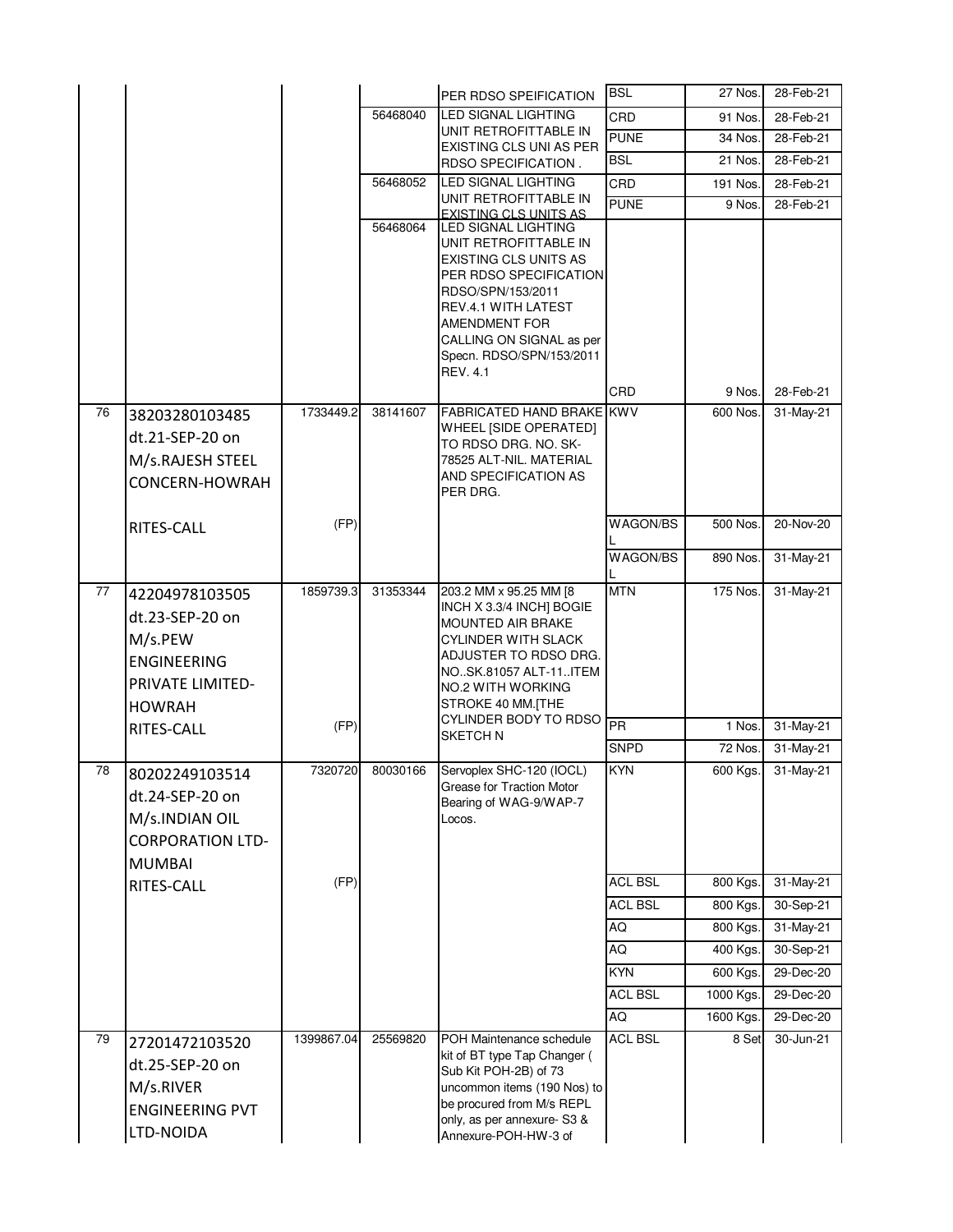| | | | | | | | |
|---|---|---|---|---|---|---|---|
| | | | | PER RDSO SPEIFICATION | BSL | 27 Nos. | 28-Feb-21 |
| | | | 56468040 | LED SIGNAL LIGHTING UNIT RETROFITTABLE IN EXISTING CLS UNI AS PER RDSO SPECIFICATION . | CRD | 91 Nos. | 28-Feb-21 |
| | | | | | PUNE | 34 Nos. | 28-Feb-21 |
| | | | | | BSL | 21 Nos. | 28-Feb-21 |
| | | | 56468052 | LED SIGNAL LIGHTING UNIT RETROFITTABLE IN EXISTING CLS UNITS AS | CRD | 191 Nos. | 28-Feb-21 |
| | | | | | PUNE | 9 Nos. | 28-Feb-21 |
| | | | 56468064 | LED SIGNAL LIGHTING UNIT RETROFITTABLE IN EXISTING CLS UNITS AS PER RDSO SPECIFICATION RDSO/SPN/153/2011 REV.4.1 WITH LATEST AMENDMENT FOR CALLING ON SIGNAL as per Specn. RDSO/SPN/153/2011 REV. 4.1 | CRD | 9 Nos. | 28-Feb-21 |
| 76 | 38203280103485 dt.21-SEP-20 on M/s.RAJESH STEEL CONCERN-HOWRAH | 1733449.2 | 38141607 | FABRICATED HAND BRAKE WHEEL [SIDE OPERATED] TO RDSO DRG. NO. SK-78525 ALT-NIL. MATERIAL AND SPECIFICATION AS PER DRG. | KWV | 600 Nos. | 31-May-21 |
| | RITES-CALL | (FP) | | | WAGON/BSL | 500 Nos. | 20-Nov-20 |
| | | | | | WAGON/BSL | 890 Nos. | 31-May-21 |
| 77 | 42204978103505 dt.23-SEP-20 on M/s.PEW ENGINEERING PRIVATE LIMITED-HOWRAH | 1859739.3 | 31353344 | 203.2 MM x 95.25 MM [8 INCH X 3.3/4 INCH] BOGIE MOUNTED AIR BRAKE CYLINDER WITH SLACK ADJUSTER TO RDSO DRG. NO..SK.81057 ALT-11..ITEM NO.2 WITH WORKING STROKE 40 MM.[THE CYLINDER BODY TO RDSO SKETCH N | MTN | 175 Nos. | 31-May-21 |
| | RITES-CALL | (FP) | | | PR | 1 Nos. | 31-May-21 |
| | | | | | SNPD | 72 Nos. | 31-May-21 |
| 78 | 80202249103514 dt.24-SEP-20 on M/s.INDIAN OIL CORPORATION LTD-MUMBAI | 7320720 | 80030166 | Servoplex SHC-120 (IOCL) Grease for Traction Motor Bearing of WAG-9/WAP-7 Locos. | KYN | 600 Kgs. | 31-May-21 |
| | RITES-CALL | (FP) | | | ACL BSL | 800 Kgs. | 31-May-21 |
| | | | | | ACL BSL | 800 Kgs. | 30-Sep-21 |
| | | | | | AQ | 800 Kgs. | 31-May-21 |
| | | | | | AQ | 400 Kgs. | 30-Sep-21 |
| | | | | | KYN | 600 Kgs. | 29-Dec-20 |
| | | | | | ACL BSL | 1000 Kgs. | 29-Dec-20 |
| | | | | | AQ | 1600 Kgs. | 29-Dec-20 |
| 79 | 27201472103520 dt.25-SEP-20 on M/s.RIVER ENGINEERING PVT LTD-NOIDA | 1399867.04 | 25569820 | POH Maintenance schedule kit of BT type Tap Changer ( Sub Kit POH-2B) of 73 uncommon items (190 Nos) to be procured from M/s REPL only, as per annexure- S3 & Annexure-POH-HW-3 of | ACL BSL | 8 Set | 30-Jun-21 |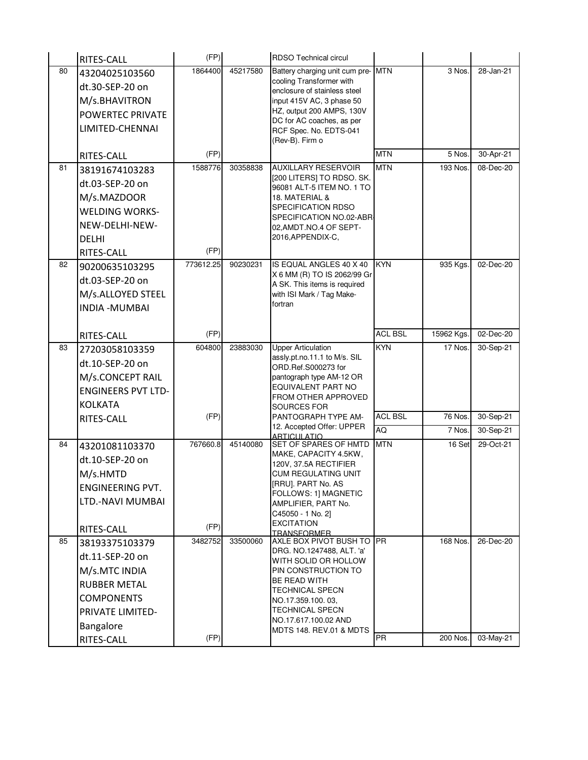| | | | | | | | |
|---|---|---|---|---|---|---|---|
| | RITES-CALL | (FP) | | RDSO Technical circul | | | |
| 80 | 43204025103560 dt.30-SEP-20 on M/s.BHAVITRON POWERTEC PRIVATE LIMITED-CHENNAI | 1864400 | 45217580 | Battery charging unit cum pre-cooling Transformer with enclosure of stainless steel input 415V AC, 3 phase 50 HZ, output 200 AMPS, 130V DC for AC coaches, as per RCF Spec. No. EDTS-041 (Rev-B). Firm o | MTN | 3 Nos. | 28-Jan-21 |
| | RITES-CALL | (FP) | | | MTN | 5 Nos. | 30-Apr-21 |
| 81 | 38191674103283 dt.03-SEP-20 on M/s.MAZDOOR WELDING WORKS-NEW-DELHI-NEW-DELHI | 1588776 | 30358838 | AUXILLARY RESERVOIR [200 LITERS] TO RDSO. SK. 96081 ALT-5 ITEM NO. 1 TO 18. MATERIAL & SPECIFICATION RDSO SPECIFICATION NO.02-ABR-02,AMDT.NO.4 OF SEPT-2016,APPENDIX-C, | MTN | 193 Nos. | 08-Dec-20 |
| | RITES-CALL | (FP) | | | | | |
| 82 | 90200635103295 dt.03-SEP-20 on M/s.ALLOYED STEEL INDIA -MUMBAI | 773612.25 | 90230231 | IS EQUAL ANGLES 40 X 40 X 6 MM (R) TO IS 2062/99 Gr A SK. This items is required with ISI Mark / Tag Make-fortran | KYN | 935 Kgs. | 02-Dec-20 |
| | RITES-CALL | (FP) | | | ACL BSL | 15962 Kgs. | 02-Dec-20 |
| 83 | 27203058103359 dt.10-SEP-20 on M/s.CONCEPT RAIL ENGINEERS PVT LTD-KOLKATA | 604800 | 23883030 | Upper Articulation assly.pt.no.11.1 to M/s. SIL ORD.Ref.S000273 for pantograph type AM-12 OR EQUIVALENT PART NO FROM OTHER APPROVED SOURCES FOR PANTOGRAPH TYPE AM-12. Accepted Offer: UPPER ARTICULATIO | KYN | 17 Nos. | 30-Sep-21 |
| | RITES-CALL | (FP) | | | ACL BSL | 76 Nos. | 30-Sep-21 |
| | | | | | AQ | 7 Nos. | 30-Sep-21 |
| 84 | 43201081103370 dt.10-SEP-20 on M/s.HMTD ENGINEERING PVT. LTD.-NAVI MUMBAI | 767660.8 | 45140080 | SET OF SPARES OF HMTD MAKE, CAPACITY 4.5KW, 120V, 37.5A RECTIFIER CUM REGULATING UNIT [RRU]. PART No. AS FOLLOWS: 1] MAGNETIC AMPLIFIER, PART No. C45050 - 1 No. 2] EXCITATION TRANSFORMER | MTN | 16 Set | 29-Oct-21 |
| | RITES-CALL | (FP) | | | | | |
| 85 | 38193375103379 dt.11-SEP-20 on M/s.MTC INDIA RUBBER METAL COMPONENTS PRIVATE LIMITED-Bangalore | 3482752 | 33500060 | AXLE BOX PIVOT BUSH TO DRG. NO.1247488, ALT. 'a' WITH SOLID OR HOLLOW PIN CONSTRUCTION TO BE READ WITH TECHNICAL SPECN NO.17.359.100. 03, TECHNICAL SPECN NO.17.617.100.02 AND MDTS 148. REV.01 & MDTS | PR | 168 Nos. | 26-Dec-20 |
| | RITES-CALL | (FP) | | | PR | 200 Nos. | 03-May-21 |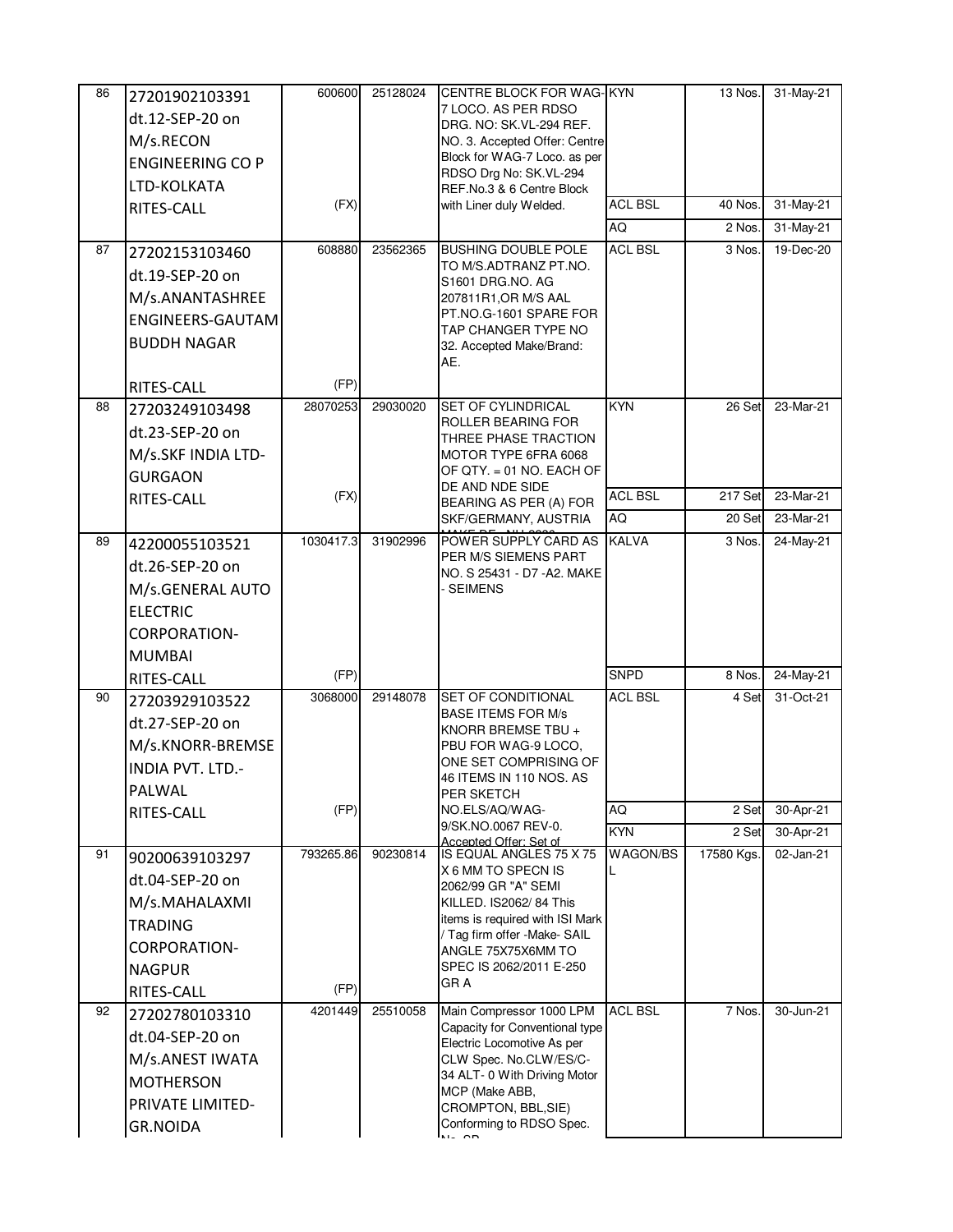| 86 | 27201902103391 dt.12-SEP-20 on M/s.RECON ENGINEERING CO P LTD-KOLKATA RITES-CALL | 600600 (FX) | 25128024 | CENTRE BLOCK FOR WAG-7 LOCO. AS PER RDSO DRG. NO: SK.VL-294 REF. NO. 3. Accepted Offer: Centre Block for WAG-7 Loco. as per RDSO Drg No: SK.VL-294 REF.No.3 & 6 Centre Block with Liner duly Welded. | KYN | 13 Nos. | 31-May-21 |
|---|---|---|---|---|---|---|---|
| | | | | | ACL BSL | 40 Nos. | 31-May-21 |
| | | | | | AQ | 2 Nos. | 31-May-21 |
| 87 | 27202153103460 dt.19-SEP-20 on M/s.ANANTASHREE ENGINEERS-GAUTAM BUDDH NAGAR RITES-CALL | 608880 (FP) | 23562365 | BUSHING DOUBLE POLE TO M/S.ADTRANZ PT.NO. S1601 DRG.NO. AG 207811R1,OR M/S AAL PT.NO.G-1601 SPARE FOR TAP CHANGER TYPE NO 32. Accepted Make/Brand: AE. | ACL BSL | 3 Nos. | 19-Dec-20 |
| 88 | 27203249103498 dt.23-SEP-20 on M/s.SKF INDIA LTD-GURGAON RITES-CALL | 28070253 (FX) | 29030020 | SET OF CYLINDRICAL ROLLER BEARING FOR THREE PHASE TRACTION MOTOR TYPE 6FRA 6068 OF QTY. = 01 NO. EACH OF DE AND NDE SIDE BEARING AS PER (A) FOR SKF/GERMANY, AUSTRIA | KYN | 26 Set | 23-Mar-21 |
| | | | | | ACL BSL | 217 Set | 23-Mar-21 |
| | | | | | AQ | 20 Set | 23-Mar-21 |
| 89 | 42200055103521 dt.26-SEP-20 on M/s.GENERAL AUTO ELECTRIC CORPORATION-MUMBAI RITES-CALL | 1030417.3 (FP) | 31902996 | POWER SUPPLY CARD AS PER M/S SIEMENS PART NO. S 25431 - D7 -A2. MAKE - SEIMENS | KALVA | 3 Nos. | 24-May-21 |
| | | | | | SNPD | 8 Nos. | 24-May-21 |
| 90 | 27203929103522 dt.27-SEP-20 on M/s.KNORR-BREMSE INDIA PVT. LTD.-PALWAL RITES-CALL | 3068000 (FP) | 29148078 | SET OF CONDITIONAL BASE ITEMS FOR M/s KNORR BREMSE TBU + PBU FOR WAG-9 LOCO, ONE SET COMPRISING OF 46 ITEMS IN 110 NOS. AS PER SKETCH NO.ELS/AQ/WAG-9/SK.NO.0067 REV-0. Accepted Offer: Set of | ACL BSL | 4 Set | 31-Oct-21 |
| | | | | | AQ | 2 Set | 30-Apr-21 |
| | | | | | KYN | 2 Set | 30-Apr-21 |
| 91 | 90200639103297 dt.04-SEP-20 on M/s.MAHALAXMI TRADING CORPORATION-NAGPUR RITES-CALL | 793265.86 (FP) | 90230814 | IS EQUAL ANGLES 75 X 75 X 6 MM TO SPECN IS 2062/99 GR "A" SEMI KILLED. IS2062/ 84 This items is required with ISI Mark / Tag firm offer -Make- SAIL ANGLE 75X75X6MM TO SPEC IS 2062/2011 E-250 GR A | WAGON/BSL | 17580 Kgs. | 02-Jan-21 |
| 92 | 27202780103310 dt.04-SEP-20 on M/s.ANEST IWATA MOTHERSON PRIVATE LIMITED-GR.NOIDA | 4201449 | 25510058 | Main Compressor 1000 LPM Capacity for Conventional type Electric Locomotive As per CLW Spec. No.CLW/ES/C-34 ALT- 0 With Driving Motor MCP (Make ABB, CROMPTON, BBL,SIE) Conforming to RDSO Spec. No. SP | ACL BSL | 7 Nos. | 30-Jun-21 |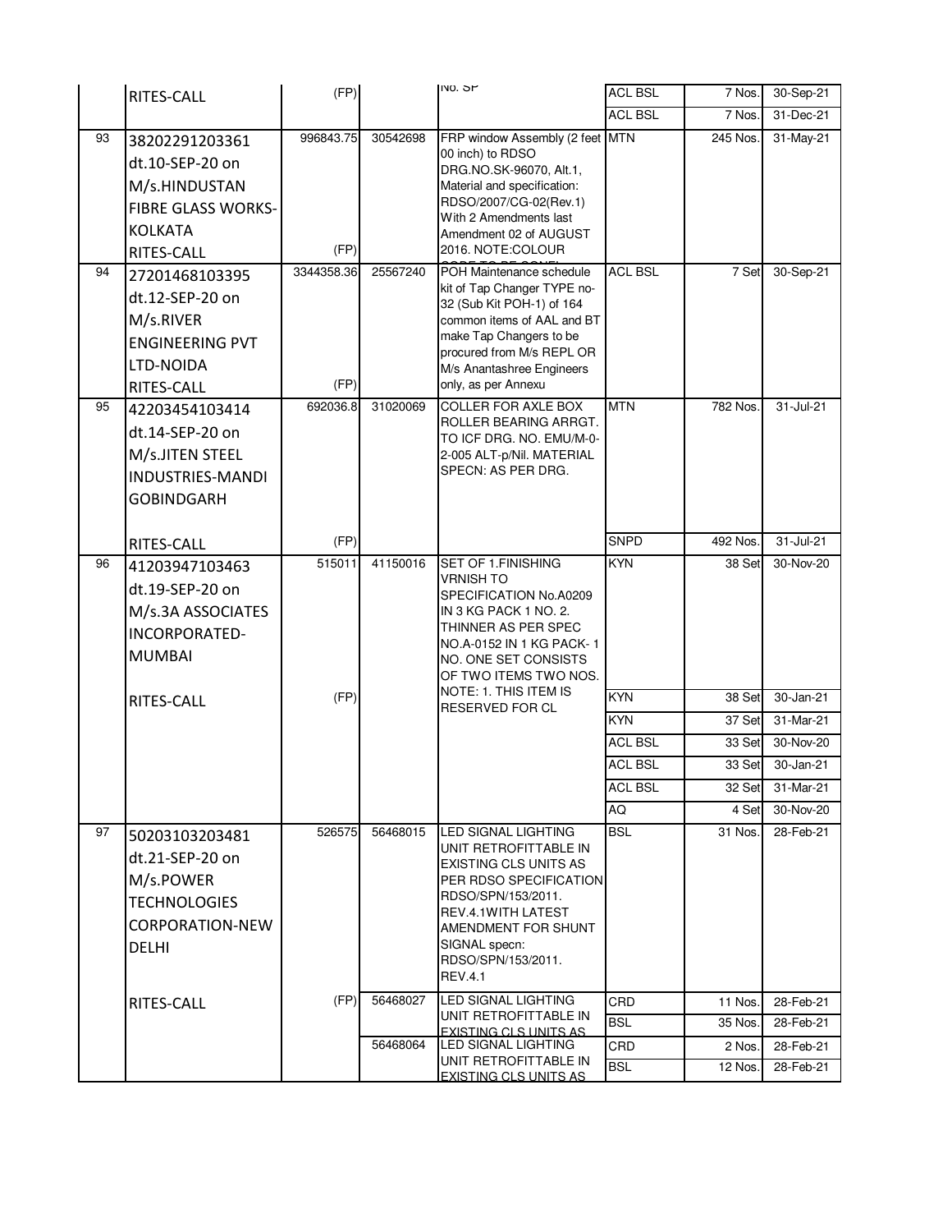| | | | | | | | |
|---|---|---|---|---|---|---|---|
| | RITES-CALL | (FP) | | No. SP | ACL BSL | 7 Nos. | 30-Sep-21 |
| | | | | | ACL BSL | 7 Nos. | 31-Dec-21 |
| 93 | 38202291203361 dt.10-SEP-20 on M/s.HINDUSTAN FIBRE GLASS WORKS-KOLKATA RITES-CALL | 996843.75 (FP) | 30542698 | FRP window Assembly (2 feet 00 inch) to RDSO DRG.NO.SK-96070, Alt.1, Material and specification: RDSO/2007/CG-02(Rev.1) With 2 Amendments last Amendment 02 of AUGUST 2016. NOTE:COLOUR CODE TO BE CONFI | MTN | 245 Nos. | 31-May-21 |
| 94 | 27201468103395 dt.12-SEP-20 on M/s.RIVER ENGINEERING PVT LTD-NOIDA RITES-CALL | 3344358.36 (FP) | 25567240 | POH Maintenance schedule kit of Tap Changer TYPE no-32 (Sub Kit POH-1) of 164 common items of AAL and BT make Tap Changers to be procured from M/s REPL OR M/s Anantashree Engineers only, as per Annexu | ACL BSL | 7 Set | 30-Sep-21 |
| 95 | 42203454103414 dt.14-SEP-20 on M/s.JITEN STEEL INDUSTRIES-MANDI GOBINDGARH | 692036.8 | 31020069 | COLLER FOR AXLE BOX ROLLER BEARING ARRGT. TO ICF DRG. NO. EMU/M-0-2-005 ALT-p/Nil. MATERIAL SPECN: AS PER DRG. | MTN | 782 Nos. | 31-Jul-21 |
| | RITES-CALL | (FP) | | | SNPD | 492 Nos. | 31-Jul-21 |
| 96 | 41203947103463 dt.19-SEP-20 on M/s.3A ASSOCIATES INCORPORATED-MUMBAI | 515011 | 41150016 | SET OF 1.FINISHING VRNISH TO SPECIFICATION No.A0209 IN 3 KG PACK 1 NO. 2. THINNER AS PER SPEC NO.A-0152 IN 1 KG PACK- 1 NO. ONE SET CONSISTS OF TWO ITEMS TWO NOS. NOTE: 1. THIS ITEM IS RESERVED FOR CL | KYN | 38 Set | 30-Nov-20 |
| | RITES-CALL | (FP) | | | KYN | 38 Set | 30-Jan-21 |
| | | | | | KYN | 37 Set | 31-Mar-21 |
| | | | | | ACL BSL | 33 Set | 30-Nov-20 |
| | | | | | ACL BSL | 33 Set | 30-Jan-21 |
| | | | | | ACL BSL | 32 Set | 31-Mar-21 |
| | | | | | AQ | 4 Set | 30-Nov-20 |
| 97 | 50203103203481 dt.21-SEP-20 on M/s.POWER TECHNOLOGIES CORPORATION-NEW DELHI | 526575 | 56468015 | LED SIGNAL LIGHTING UNIT RETROFITTABLE IN EXISTING CLS UNITS AS PER RDSO SPECIFICATION RDSO/SPN/153/2011. REV.4.1WITH LATEST AMENDMENT FOR SHUNT SIGNAL specn: RDSO/SPN/153/2011. REV.4.1 | BSL | 31 Nos. | 28-Feb-21 |
| | RITES-CALL | (FP) | 56468027 | LED SIGNAL LIGHTING UNIT RETROFITTABLE IN EXISTING CLS UNITS AS | CRD | 11 Nos. | 28-Feb-21 |
| | | | | | BSL | 35 Nos. | 28-Feb-21 |
| | | | 56468064 | LED SIGNAL LIGHTING UNIT RETROFITTABLE IN EXISTING CLS UNITS AS | CRD | 2 Nos. | 28-Feb-21 |
| | | | | | BSL | 12 Nos. | 28-Feb-21 |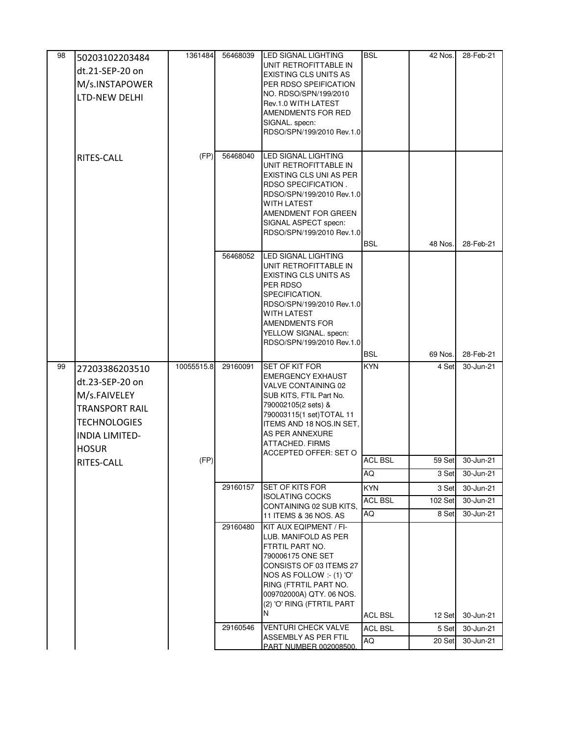| 98 | 50203102203484 dt.21-SEP-20 on M/s.INSTAPOWER LTD-NEW DELHI | 1361484 | 56468039 | LED SIGNAL LIGHTING UNIT RETROFITTABLE IN EXISTING CLS UNITS AS PER RDSO SPEIFICATION NO. RDSO/SPN/199/2010 Rev.1.0 WITH LATEST AMENDMENTS FOR RED SIGNAL. specn: RDSO/SPN/199/2010 Rev.1.0 | BSL | 42 Nos. | 28-Feb-21 |
|---|---|---|---|---|---|---|---|
| | RITES-CALL | (FP) | 56468040 | LED SIGNAL LIGHTING UNIT RETROFITTABLE IN EXISTING CLS UNI AS PER RDSO SPECIFICATION . RDSO/SPN/199/2010 Rev.1.0 WITH LATEST AMENDMENT FOR GREEN SIGNAL ASPECT specn: RDSO/SPN/199/2010 Rev.1.0 | BSL | 48 Nos. | 28-Feb-21 |
| | | | 56468052 | LED SIGNAL LIGHTING UNIT RETROFITTABLE IN EXISTING CLS UNITS AS PER RDSO SPECIFICATION. RDSO/SPN/199/2010 Rev.1.0 WITH LATEST AMENDMENTS FOR YELLOW SIGNAL. specn: RDSO/SPN/199/2010 Rev.1.0 | BSL | 69 Nos. | 28-Feb-21 |
| 99 | 27203386203510 dt.23-SEP-20 on M/s.FAIVELEY TRANSPORT RAIL TECHNOLOGIES INDIA LIMITED-HOSUR | 10055515.8 | 29160091 | SET OF KIT FOR EMERGENCY EXHAUST VALVE CONTAINING 02 SUB KITS, FTIL Part No. 790002105(2 sets) & 790003115(1 set)TOTAL 11 ITEMS AND 18 NOS.IN SET, AS PER ANNEXURE ATTACHED. FIRMS ACCEPTED OFFER: SET O | KYN | 4 Set | 30-Jun-21 |
| | RITES-CALL | (FP) | | | ACL BSL | 59 Set | 30-Jun-21 |
| | | | | | AQ | 3 Set | 30-Jun-21 |
| | | | 29160157 | SET OF KITS FOR ISOLATING COCKS CONTAINING 02 SUB KITS, 11 ITEMS & 36 NOS. AS | KYN | 3 Set | 30-Jun-21 |
| | | | | | ACL BSL | 102 Set | 30-Jun-21 |
| | | | | | AQ | 8 Set | 30-Jun-21 |
| | | | 29160480 | KIT AUX EQIPMENT / FI-LUB. MANIFOLD AS PER FTRTIL PART NO. 790006175 ONE SET CONSISTS OF 03 ITEMS 27 NOS AS FOLLOW :- (1) 'O' RING (FTRTIL PART NO. 009702000A) QTY. 06 NOS. (2) 'O' RING (FTRTIL PART N | ACL BSL | 12 Set | 30-Jun-21 |
| | | | 29160546 | VENTURI CHECK VALVE ASSEMBLY AS PER FTIL PART NUMBER 002008500, | ACL BSL | 5 Set | 30-Jun-21 |
| | | | | | AQ | 20 Set | 30-Jun-21 |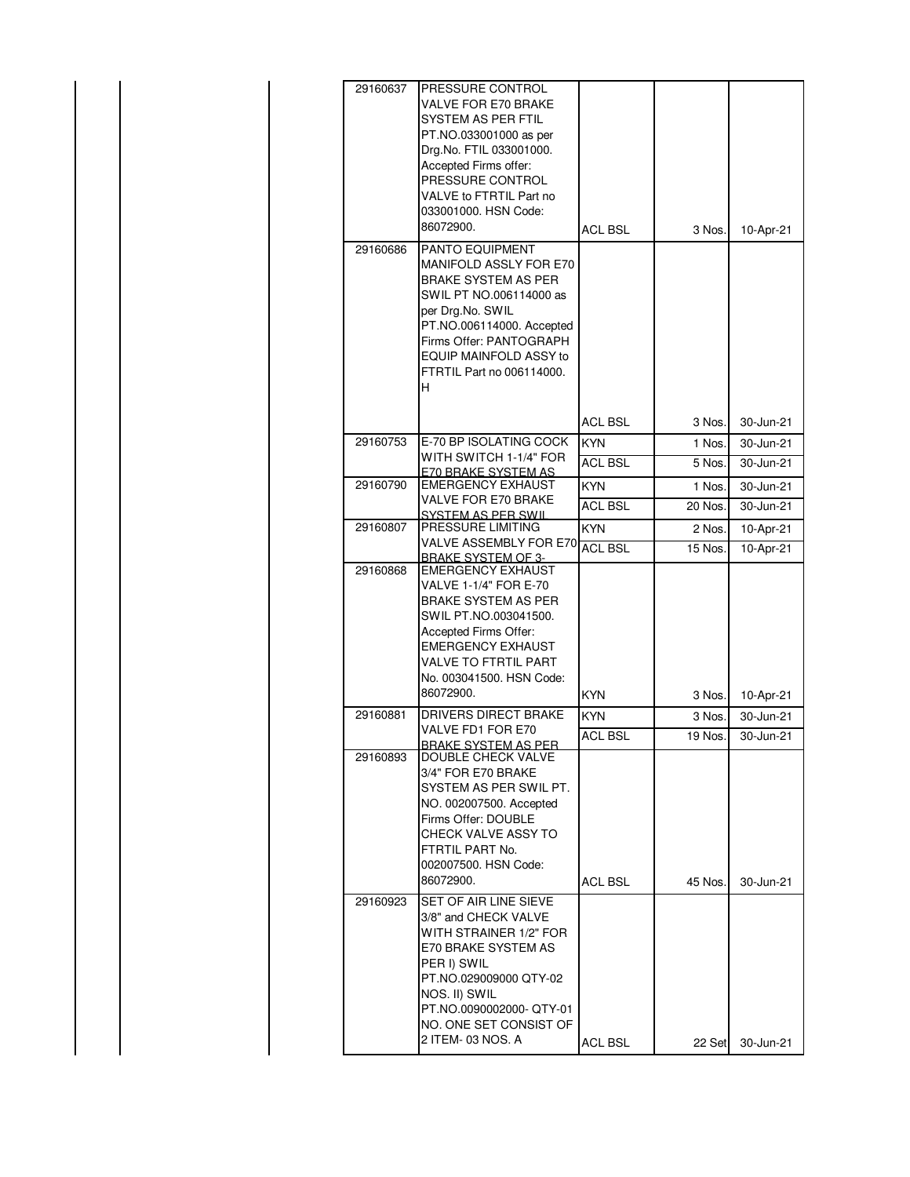| | | | | | | | |
|---|---|---|---|---|---|---|---|
| | | | 29160637 | PRESSURE CONTROL VALVE FOR E70 BRAKE SYSTEM AS PER FTIL PT.NO.033001000 as per Drg.No. FTIL 033001000. Accepted Firms offer: PRESSURE CONTROL VALVE to FTRTIL Part no 033001000. HSN Code: 86072900. | ACL BSL | 3 Nos. | 10-Apr-21 |
| | | | 29160686 | PANTO EQUIPMENT MANIFOLD ASSLY FOR E70 BRAKE SYSTEM AS PER SWIL PT NO.006114000 as per Drg.No. SWIL PT.NO.006114000. Accepted Firms Offer: PANTOGRAPH EQUIP MAINFOLD ASSY to FTRTIL Part no 006114000. H | ACL BSL | 3 Nos. | 30-Jun-21 |
| | | | 29160753 | E-70 BP ISOLATING COCK WITH SWITCH 1-1/4" FOR E70 BRAKE SYSTEM AS | KYN | 1 Nos. | 30-Jun-21 |
| | | | | | ACL BSL | 5 Nos. | 30-Jun-21 |
| | | | 29160790 | EMERGENCY EXHAUST VALVE FOR E70 BRAKE SYSTEM AS PER SWIL | KYN | 1 Nos. | 30-Jun-21 |
| | | | | | ACL BSL | 20 Nos. | 30-Jun-21 |
| | | | 29160807 | PRESSURE LIMITING VALVE ASSEMBLY FOR E70 BRAKE SYSTEM OF 3- | KYN | 2 Nos. | 10-Apr-21 |
| | | | | | ACL BSL | 15 Nos. | 10-Apr-21 |
| | | | 29160868 | EMERGENCY EXHAUST VALVE 1-1/4" FOR E-70 BRAKE SYSTEM AS PER SWIL PT.NO.003041500. Accepted Firms Offer: EMERGENCY EXHAUST VALVE TO FTRTIL PART No. 003041500. HSN Code: 86072900. | KYN | 3 Nos. | 10-Apr-21 |
| | | | 29160881 | DRIVERS DIRECT BRAKE VALVE FD1 FOR E70 BRAKE SYSTEM AS PER | KYN | 3 Nos. | 30-Jun-21 |
| | | | | | ACL BSL | 19 Nos. | 30-Jun-21 |
| | | | 29160893 | DOUBLE CHECK VALVE 3/4" FOR E70 BRAKE SYSTEM AS PER SWIL PT. NO. 002007500. Accepted Firms Offer: DOUBLE CHECK VALVE ASSY TO FTRTIL PART No. 002007500. HSN Code: 86072900. | ACL BSL | 45 Nos. | 30-Jun-21 |
| | | | 29160923 | SET OF AIR LINE SIEVE 3/8" and CHECK VALVE WITH STRAINER 1/2" FOR E70 BRAKE SYSTEM AS PER I) SWIL PT.NO.029009000 QTY-02 NOS. II) SWIL PT.NO.0090002000- QTY-01 NO. ONE SET CONSIST OF 2 ITEM- 03 NOS. A | ACL BSL | 22 Set | 30-Jun-21 |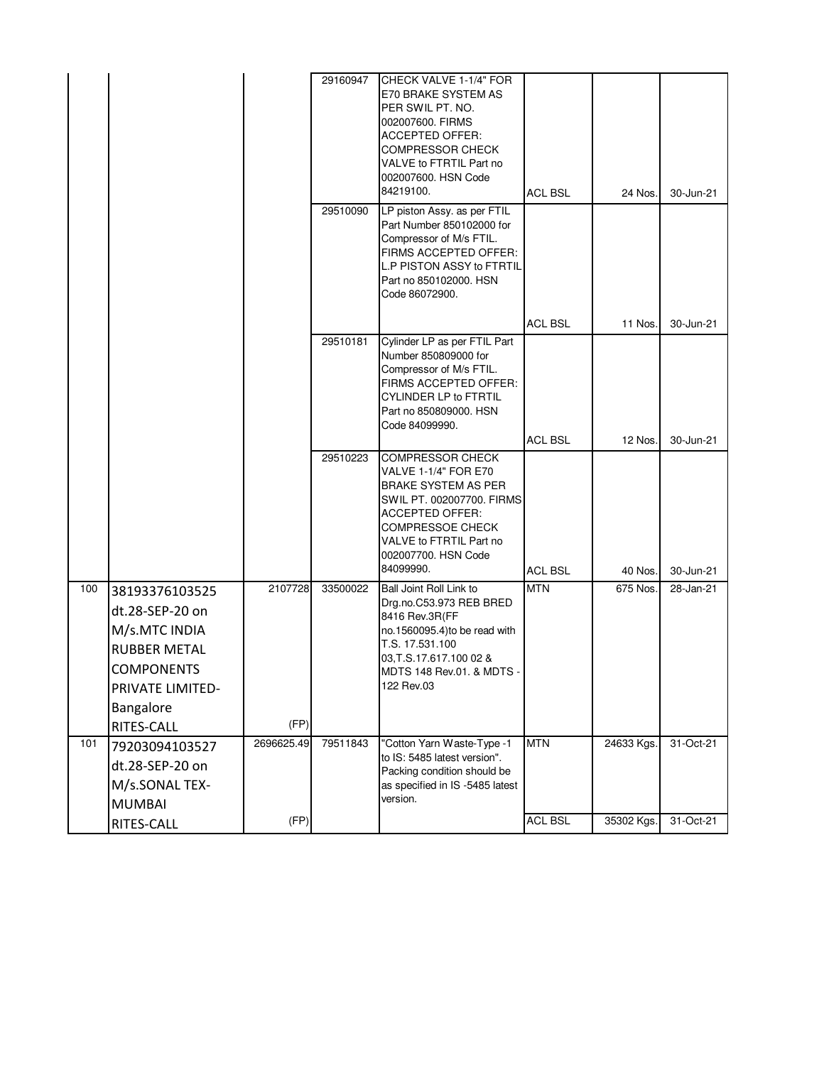| | | | | | | | |
|---|---|---|---|---|---|---|---|
| | | | 29160947 | CHECK VALVE 1-1/4" FOR E70 BRAKE SYSTEM AS PER SWIL PT. NO. 002007600. FIRMS ACCEPTED OFFER: COMPRESSOR CHECK VALVE to FTRTIL Part no 002007600. HSN Code 84219100. | ACL BSL | 24 Nos. | 30-Jun-21 |
| | | | 29510090 | LP piston Assy. as per FTIL Part Number 850102000 for Compressor of M/s FTIL. FIRMS ACCEPTED OFFER: L.P PISTON ASSY to FTRTIL Part no 850102000. HSN Code 86072900. | ACL BSL | 11 Nos. | 30-Jun-21 |
| | | | 29510181 | Cylinder LP as per FTIL Part Number 850809000 for Compressor of M/s FTIL. FIRMS ACCEPTED OFFER: CYLINDER LP to FTRTIL Part no 850809000. HSN Code 84099990. | ACL BSL | 12 Nos. | 30-Jun-21 |
| | | | 29510223 | COMPRESSOR CHECK VALVE 1-1/4" FOR E70 BRAKE SYSTEM AS PER SWIL PT. 002007700. FIRMS ACCEPTED OFFER: COMPRESSOE CHECK VALVE to FTRTIL Part no 002007700. HSN Code 84099990. | ACL BSL | 40 Nos. | 30-Jun-21 |
| 100 | 38193376103525 dt.28-SEP-20 on M/s.MTC INDIA RUBBER METAL COMPONENTS PRIVATE LIMITED-Bangalore RITES-CALL | 2107728 (FP) | 33500022 | Ball Joint Roll Link to Drg.no.C53.973 REB BRED 8416 Rev.3R(FF no.1560095.4)to be read with T.S. 17.531.100 03,T.S.17.617.100 02 & MDTS 148 Rev.01. & MDTS - 122 Rev.03 | MTN | 675 Nos. | 28-Jan-21 |
| 101 | 79203094103527 dt.28-SEP-20 on M/s.SONAL TEX-MUMBAI RITES-CALL | 2696625.49 (FP) | 79511843 | "Cotton Yarn Waste-Type -1 to IS: 5485 latest version". Packing condition should be as specified in IS -5485 latest version. | MTN | 24633 Kgs. | 31-Oct-21 |
| | | | | | ACL BSL | 35302 Kgs. | 31-Oct-21 |